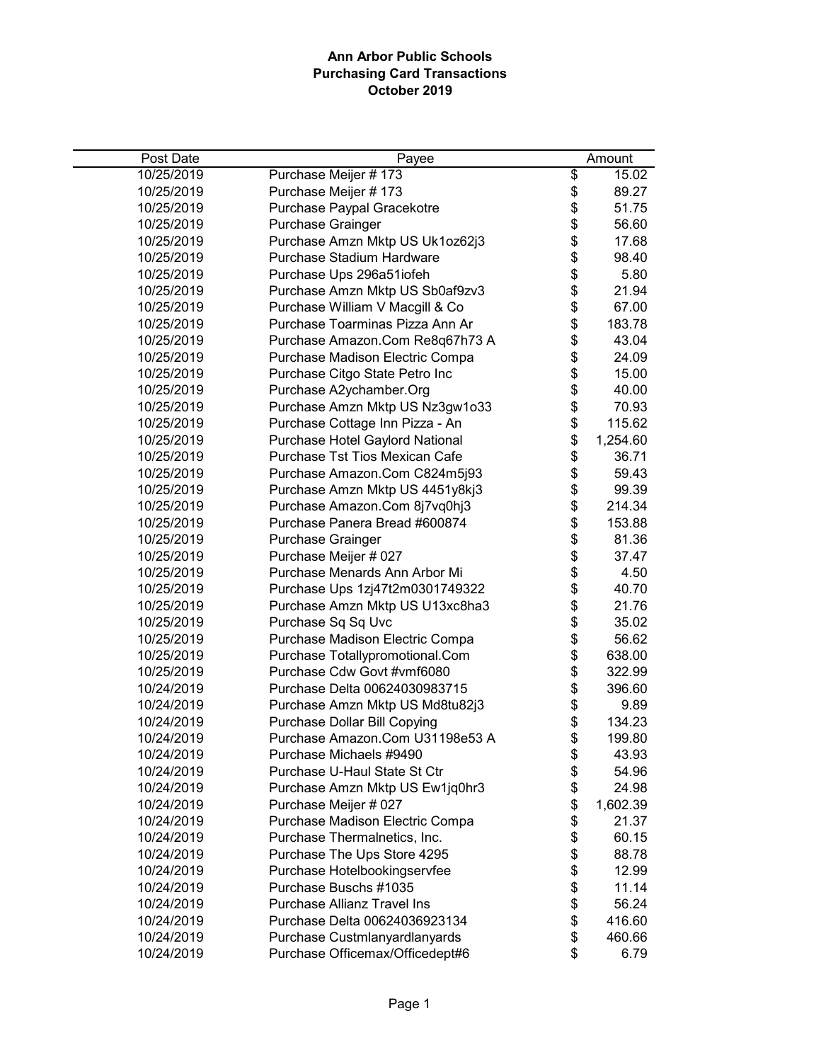**Ann Arbor Public Schools**
**Purchasing Card Transactions**
**October 2019**

| Post Date | Payee | Amount |
|---|---|---|
| 10/25/2019 | Purchase Meijer # 173 | $ 15.02 |
| 10/25/2019 | Purchase Meijer # 173 | $ 89.27 |
| 10/25/2019 | Purchase Paypal Gracekotre | $ 51.75 |
| 10/25/2019 | Purchase Grainger | $ 56.60 |
| 10/25/2019 | Purchase Amzn Mktp US Uk1oz62j3 | $ 17.68 |
| 10/25/2019 | Purchase Stadium Hardware | $ 98.40 |
| 10/25/2019 | Purchase Ups 296a51iofeh | $ 5.80 |
| 10/25/2019 | Purchase Amzn Mktp US Sb0af9zv3 | $ 21.94 |
| 10/25/2019 | Purchase William V Macgill & Co | $ 67.00 |
| 10/25/2019 | Purchase Toarminas Pizza Ann Ar | $ 183.78 |
| 10/25/2019 | Purchase Amazon.Com Re8q67h73 A | $ 43.04 |
| 10/25/2019 | Purchase Madison Electric Compa | $ 24.09 |
| 10/25/2019 | Purchase Citgo State Petro Inc | $ 15.00 |
| 10/25/2019 | Purchase A2ychamber.Org | $ 40.00 |
| 10/25/2019 | Purchase Amzn Mktp US Nz3gw1o33 | $ 70.93 |
| 10/25/2019 | Purchase Cottage Inn Pizza - An | $ 115.62 |
| 10/25/2019 | Purchase Hotel Gaylord National | $ 1,254.60 |
| 10/25/2019 | Purchase Tst Tios Mexican Cafe | $ 36.71 |
| 10/25/2019 | Purchase Amazon.Com C824m5j93 | $ 59.43 |
| 10/25/2019 | Purchase Amzn Mktp US 4451y8kj3 | $ 99.39 |
| 10/25/2019 | Purchase Amazon.Com 8j7vq0hj3 | $ 214.34 |
| 10/25/2019 | Purchase Panera Bread #600874 | $ 153.88 |
| 10/25/2019 | Purchase Grainger | $ 81.36 |
| 10/25/2019 | Purchase Meijer # 027 | $ 37.47 |
| 10/25/2019 | Purchase Menards Ann Arbor Mi | $ 4.50 |
| 10/25/2019 | Purchase Ups 1zj47t2m0301749322 | $ 40.70 |
| 10/25/2019 | Purchase Amzn Mktp US U13xc8ha3 | $ 21.76 |
| 10/25/2019 | Purchase Sq Sq Uvc | $ 35.02 |
| 10/25/2019 | Purchase Madison Electric Compa | $ 56.62 |
| 10/25/2019 | Purchase Totallypromotional.Com | $ 638.00 |
| 10/25/2019 | Purchase Cdw Govt #vmf6080 | $ 322.99 |
| 10/24/2019 | Purchase Delta 00624030983715 | $ 396.60 |
| 10/24/2019 | Purchase Amzn Mktp US Md8tu82j3 | $ 9.89 |
| 10/24/2019 | Purchase Dollar Bill Copying | $ 134.23 |
| 10/24/2019 | Purchase Amazon.Com U31198e53 A | $ 199.80 |
| 10/24/2019 | Purchase Michaels #9490 | $ 43.93 |
| 10/24/2019 | Purchase U-Haul State St Ctr | $ 54.96 |
| 10/24/2019 | Purchase Amzn Mktp US Ew1jq0hr3 | $ 24.98 |
| 10/24/2019 | Purchase Meijer # 027 | $ 1,602.39 |
| 10/24/2019 | Purchase Madison Electric Compa | $ 21.37 |
| 10/24/2019 | Purchase Thermalnetics, Inc. | $ 60.15 |
| 10/24/2019 | Purchase The Ups Store 4295 | $ 88.78 |
| 10/24/2019 | Purchase Hotelbookingservfee | $ 12.99 |
| 10/24/2019 | Purchase Buschs #1035 | $ 11.14 |
| 10/24/2019 | Purchase Allianz Travel Ins | $ 56.24 |
| 10/24/2019 | Purchase Delta 00624036923134 | $ 416.60 |
| 10/24/2019 | Purchase Custmlanyardlanyards | $ 460.66 |
| 10/24/2019 | Purchase Officemax/Officedept#6 | $ 6.79 |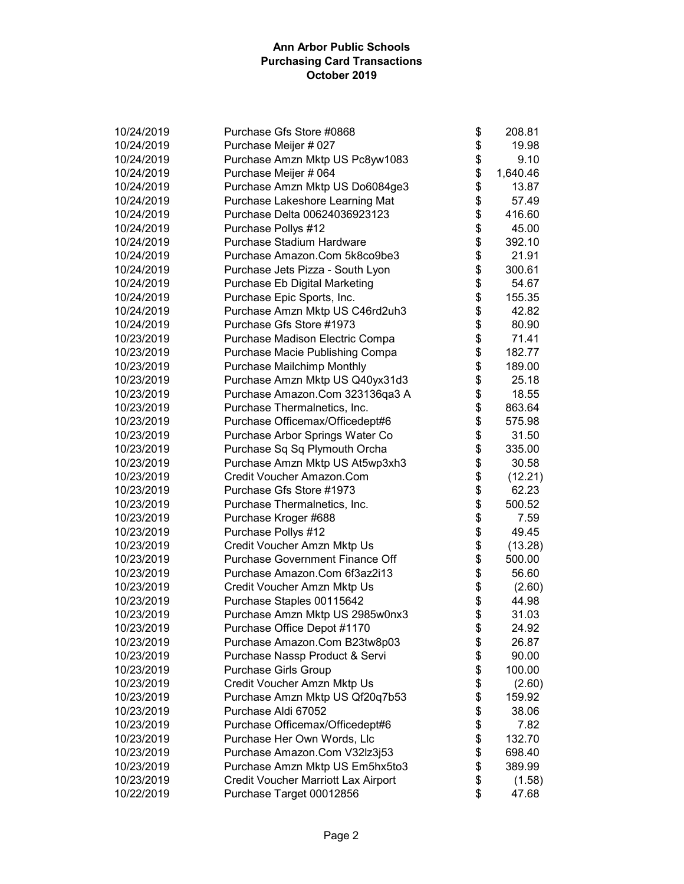**Ann Arbor Public Schools**
**Purchasing Card Transactions**
**October 2019**

| | | | |
|---|---|---|---|
| 10/24/2019 | Purchase Gfs Store #0868 | $ | 208.81 |
| 10/24/2019 | Purchase Meijer # 027 | $ | 19.98 |
| 10/24/2019 | Purchase Amzn Mktp US Pc8yw1083 | $ | 9.10 |
| 10/24/2019 | Purchase Meijer # 064 | $ | 1,640.46 |
| 10/24/2019 | Purchase Amzn Mktp US Do6084ge3 | $ | 13.87 |
| 10/24/2019 | Purchase Lakeshore Learning Mat | $ | 57.49 |
| 10/24/2019 | Purchase Delta 00624036923123 | $ | 416.60 |
| 10/24/2019 | Purchase Pollys #12 | $ | 45.00 |
| 10/24/2019 | Purchase Stadium Hardware | $ | 392.10 |
| 10/24/2019 | Purchase Amazon.Com 5k8co9be3 | $ | 21.91 |
| 10/24/2019 | Purchase Jets Pizza - South Lyon | $ | 300.61 |
| 10/24/2019 | Purchase Eb Digital Marketing | $ | 54.67 |
| 10/24/2019 | Purchase Epic Sports, Inc. | $ | 155.35 |
| 10/24/2019 | Purchase Amzn Mktp US C46rd2uh3 | $ | 42.82 |
| 10/24/2019 | Purchase Gfs Store #1973 | $ | 80.90 |
| 10/23/2019 | Purchase Madison Electric Compa | $ | 71.41 |
| 10/23/2019 | Purchase Macie Publishing Compa | $ | 182.77 |
| 10/23/2019 | Purchase Mailchimp Monthly | $ | 189.00 |
| 10/23/2019 | Purchase Amzn Mktp US Q40yx31d3 | $ | 25.18 |
| 10/23/2019 | Purchase Amazon.Com 323136qa3 A | $ | 18.55 |
| 10/23/2019 | Purchase Thermalnetics, Inc. | $ | 863.64 |
| 10/23/2019 | Purchase Officemax/Officedept#6 | $ | 575.98 |
| 10/23/2019 | Purchase Arbor Springs Water Co | $ | 31.50 |
| 10/23/2019 | Purchase Sq Sq Plymouth Orcha | $ | 335.00 |
| 10/23/2019 | Purchase Amzn Mktp US At5wp3xh3 | $ | 30.58 |
| 10/23/2019 | Credit Voucher Amazon.Com | $ | (12.21) |
| 10/23/2019 | Purchase Gfs Store #1973 | $ | 62.23 |
| 10/23/2019 | Purchase Thermalnetics, Inc. | $ | 500.52 |
| 10/23/2019 | Purchase Kroger #688 | $ | 7.59 |
| 10/23/2019 | Purchase Pollys #12 | $ | 49.45 |
| 10/23/2019 | Credit Voucher Amzn Mktp Us | $ | (13.28) |
| 10/23/2019 | Purchase Government Finance Off | $ | 500.00 |
| 10/23/2019 | Purchase Amazon.Com 6f3az2i13 | $ | 56.60 |
| 10/23/2019 | Credit Voucher Amzn Mktp Us | $ | (2.60) |
| 10/23/2019 | Purchase Staples 00115642 | $ | 44.98 |
| 10/23/2019 | Purchase Amzn Mktp US 2985w0nx3 | $ | 31.03 |
| 10/23/2019 | Purchase Office Depot #1170 | $ | 24.92 |
| 10/23/2019 | Purchase Amazon.Com B23tw8p03 | $ | 26.87 |
| 10/23/2019 | Purchase Nassp Product & Servi | $ | 90.00 |
| 10/23/2019 | Purchase Girls Group | $ | 100.00 |
| 10/23/2019 | Credit Voucher Amzn Mktp Us | $ | (2.60) |
| 10/23/2019 | Purchase Amzn Mktp US Qf20q7b53 | $ | 159.92 |
| 10/23/2019 | Purchase Aldi 67052 | $ | 38.06 |
| 10/23/2019 | Purchase Officemax/Officedept#6 | $ | 7.82 |
| 10/23/2019 | Purchase Her Own Words, Llc | $ | 132.70 |
| 10/23/2019 | Purchase Amazon.Com V32lz3j53 | $ | 698.40 |
| 10/23/2019 | Purchase Amzn Mktp US Em5hx5to3 | $ | 389.99 |
| 10/23/2019 | Credit Voucher Marriott Lax Airport | $ | (1.58) |
| 10/22/2019 | Purchase Target 00012856 | $ | 47.68 |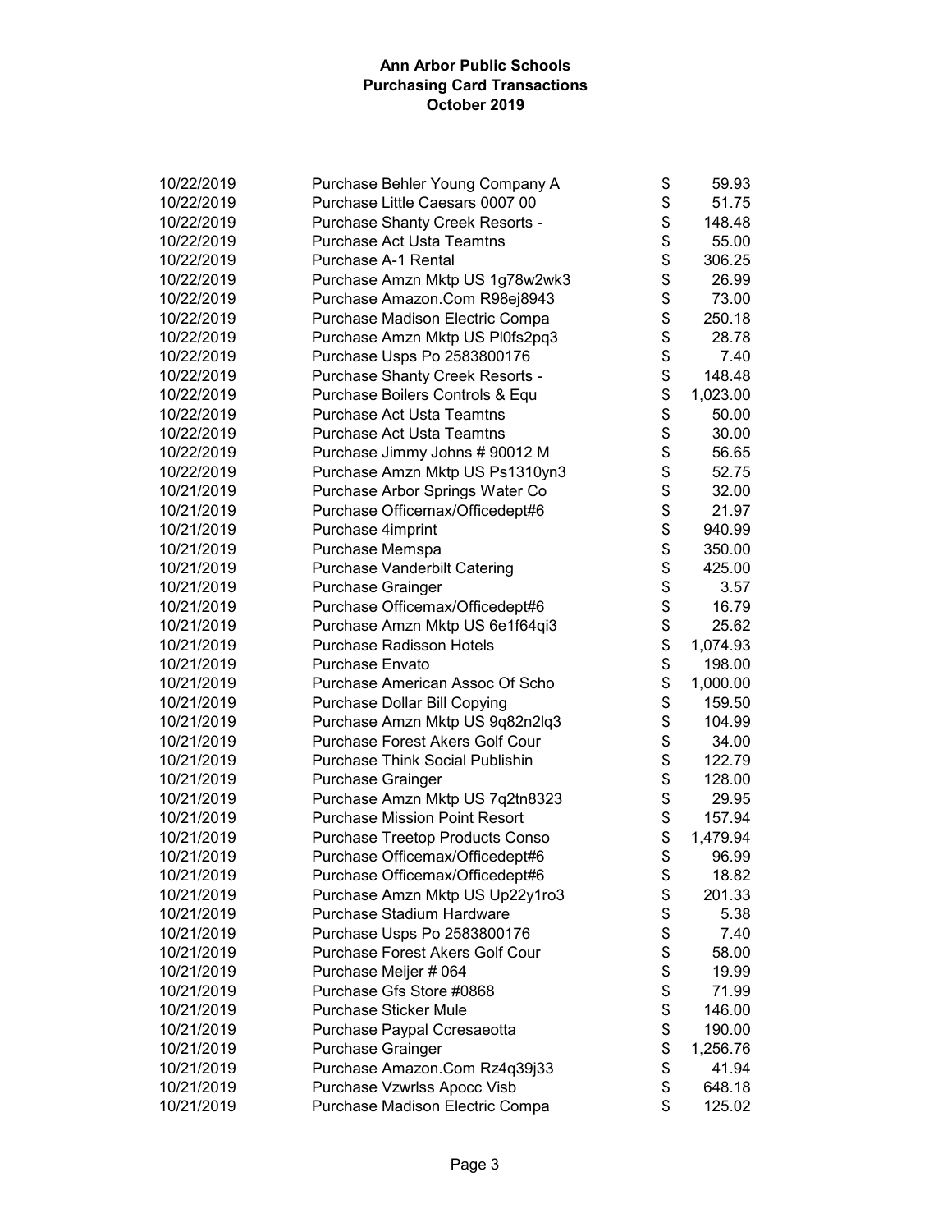**Ann Arbor Public Schools**
**Purchasing Card Transactions**
**October 2019**

| | | | |
|---|---|---|---|
| 10/22/2019 | Purchase Behler Young Company A | $ | 59.93 |
| 10/22/2019 | Purchase Little Caesars 0007 00 | $ | 51.75 |
| 10/22/2019 | Purchase Shanty Creek Resorts - | $ | 148.48 |
| 10/22/2019 | Purchase Act Usta Teamtns | $ | 55.00 |
| 10/22/2019 | Purchase A-1 Rental | $ | 306.25 |
| 10/22/2019 | Purchase Amzn Mktp US 1g78w2wk3 | $ | 26.99 |
| 10/22/2019 | Purchase Amazon.Com R98ej8943 | $ | 73.00 |
| 10/22/2019 | Purchase Madison Electric Compa | $ | 250.18 |
| 10/22/2019 | Purchase Amzn Mktp US Pl0fs2pq3 | $ | 28.78 |
| 10/22/2019 | Purchase Usps Po 2583800176 | $ | 7.40 |
| 10/22/2019 | Purchase Shanty Creek Resorts - | $ | 148.48 |
| 10/22/2019 | Purchase Boilers Controls & Equ | $ | 1,023.00 |
| 10/22/2019 | Purchase Act Usta Teamtns | $ | 50.00 |
| 10/22/2019 | Purchase Act Usta Teamtns | $ | 30.00 |
| 10/22/2019 | Purchase Jimmy Johns # 90012 M | $ | 56.65 |
| 10/22/2019 | Purchase Amzn Mktp US Ps1310yn3 | $ | 52.75 |
| 10/21/2019 | Purchase Arbor Springs Water Co | $ | 32.00 |
| 10/21/2019 | Purchase Officemax/Officedept#6 | $ | 21.97 |
| 10/21/2019 | Purchase 4imprint | $ | 940.99 |
| 10/21/2019 | Purchase Memspa | $ | 350.00 |
| 10/21/2019 | Purchase Vanderbilt Catering | $ | 425.00 |
| 10/21/2019 | Purchase Grainger | $ | 3.57 |
| 10/21/2019 | Purchase Officemax/Officedept#6 | $ | 16.79 |
| 10/21/2019 | Purchase Amzn Mktp US 6e1f64qi3 | $ | 25.62 |
| 10/21/2019 | Purchase Radisson Hotels | $ | 1,074.93 |
| 10/21/2019 | Purchase Envato | $ | 198.00 |
| 10/21/2019 | Purchase American Assoc Of Scho | $ | 1,000.00 |
| 10/21/2019 | Purchase Dollar Bill Copying | $ | 159.50 |
| 10/21/2019 | Purchase Amzn Mktp US 9q82n2lq3 | $ | 104.99 |
| 10/21/2019 | Purchase Forest Akers Golf Cour | $ | 34.00 |
| 10/21/2019 | Purchase Think Social Publishin | $ | 122.79 |
| 10/21/2019 | Purchase Grainger | $ | 128.00 |
| 10/21/2019 | Purchase Amzn Mktp US 7q2tn8323 | $ | 29.95 |
| 10/21/2019 | Purchase Mission Point Resort | $ | 157.94 |
| 10/21/2019 | Purchase Treetop Products Conso | $ | 1,479.94 |
| 10/21/2019 | Purchase Officemax/Officedept#6 | $ | 96.99 |
| 10/21/2019 | Purchase Officemax/Officedept#6 | $ | 18.82 |
| 10/21/2019 | Purchase Amzn Mktp US Up22y1ro3 | $ | 201.33 |
| 10/21/2019 | Purchase Stadium Hardware | $ | 5.38 |
| 10/21/2019 | Purchase Usps Po 2583800176 | $ | 7.40 |
| 10/21/2019 | Purchase Forest Akers Golf Cour | $ | 58.00 |
| 10/21/2019 | Purchase Meijer # 064 | $ | 19.99 |
| 10/21/2019 | Purchase Gfs Store #0868 | $ | 71.99 |
| 10/21/2019 | Purchase Sticker Mule | $ | 146.00 |
| 10/21/2019 | Purchase Paypal Ccresaeotta | $ | 190.00 |
| 10/21/2019 | Purchase Grainger | $ | 1,256.76 |
| 10/21/2019 | Purchase Amazon.Com Rz4q39j33 | $ | 41.94 |
| 10/21/2019 | Purchase Vzwrlss Apocc Visb | $ | 648.18 |
| 10/21/2019 | Purchase Madison Electric Compa | $ | 125.02 |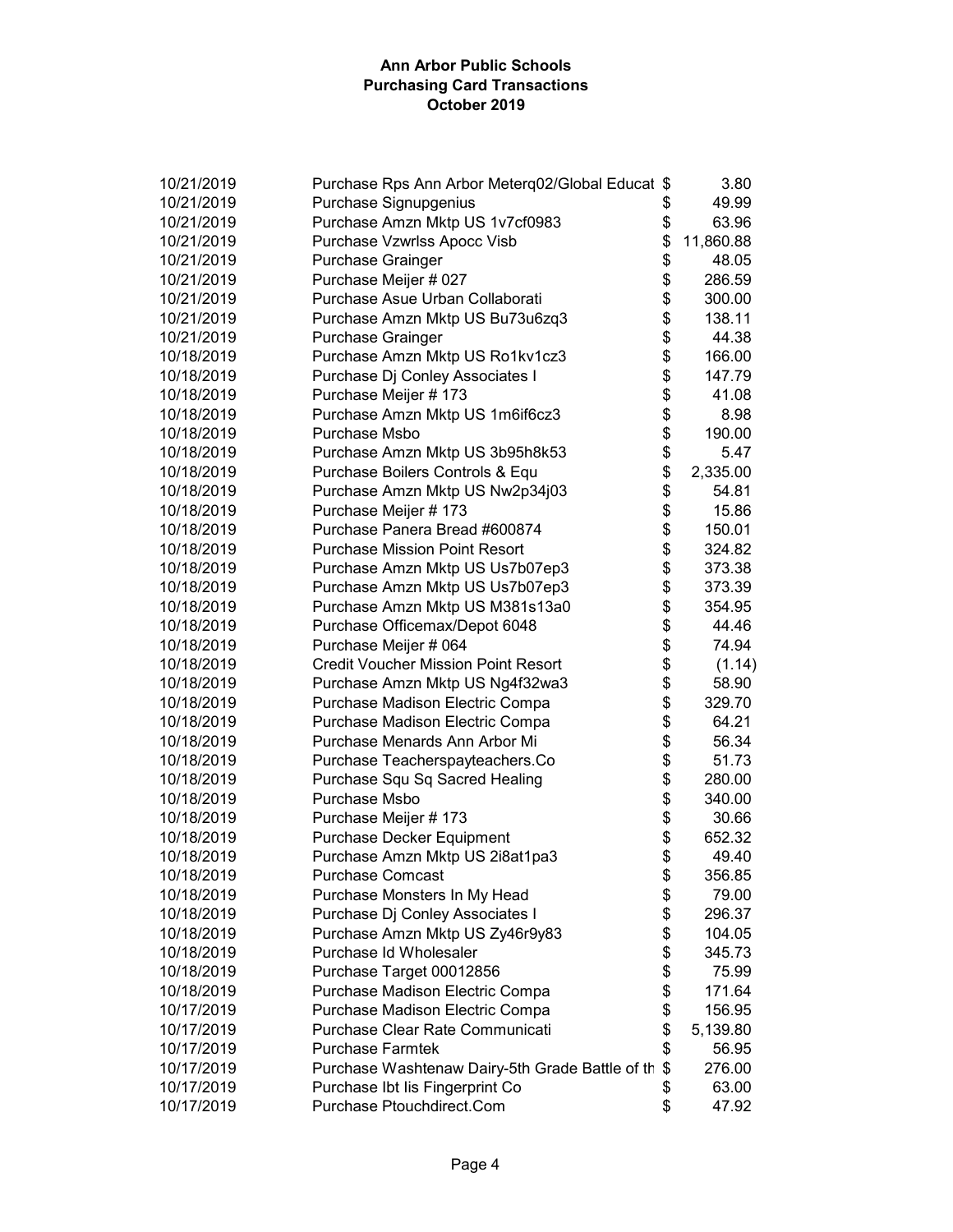**Ann Arbor Public Schools**
**Purchasing Card Transactions**
**October 2019**

| | | | |
|---|---|---|---|
| 10/21/2019 | Purchase Rps Ann Arbor Meterq02/Global Educat | $ | 3.80 |
| 10/21/2019 | Purchase Signupgenius | $ | 49.99 |
| 10/21/2019 | Purchase Amzn Mktp US 1v7cf0983 | $ | 63.96 |
| 10/21/2019 | Purchase Vzwrlss Apocc Visb | $ | 11,860.88 |
| 10/21/2019 | Purchase Grainger | $ | 48.05 |
| 10/21/2019 | Purchase Meijer # 027 | $ | 286.59 |
| 10/21/2019 | Purchase Asue Urban Collaborati | $ | 300.00 |
| 10/21/2019 | Purchase Amzn Mktp US Bu73u6zq3 | $ | 138.11 |
| 10/21/2019 | Purchase Grainger | $ | 44.38 |
| 10/18/2019 | Purchase Amzn Mktp US Ro1kv1cz3 | $ | 166.00 |
| 10/18/2019 | Purchase Dj Conley Associates I | $ | 147.79 |
| 10/18/2019 | Purchase Meijer # 173 | $ | 41.08 |
| 10/18/2019 | Purchase Amzn Mktp US 1m6if6cz3 | $ | 8.98 |
| 10/18/2019 | Purchase Msbo | $ | 190.00 |
| 10/18/2019 | Purchase Amzn Mktp US 3b95h8k53 | $ | 5.47 |
| 10/18/2019 | Purchase Boilers Controls & Equ | $ | 2,335.00 |
| 10/18/2019 | Purchase Amzn Mktp US Nw2p34j03 | $ | 54.81 |
| 10/18/2019 | Purchase Meijer # 173 | $ | 15.86 |
| 10/18/2019 | Purchase Panera Bread #600874 | $ | 150.01 |
| 10/18/2019 | Purchase Mission Point Resort | $ | 324.82 |
| 10/18/2019 | Purchase Amzn Mktp US Us7b07ep3 | $ | 373.38 |
| 10/18/2019 | Purchase Amzn Mktp US Us7b07ep3 | $ | 373.39 |
| 10/18/2019 | Purchase Amzn Mktp US M381s13a0 | $ | 354.95 |
| 10/18/2019 | Purchase Officemax/Depot 6048 | $ | 44.46 |
| 10/18/2019 | Purchase Meijer # 064 | $ | 74.94 |
| 10/18/2019 | Credit Voucher Mission Point Resort | $ | (1.14) |
| 10/18/2019 | Purchase Amzn Mktp US Ng4f32wa3 | $ | 58.90 |
| 10/18/2019 | Purchase Madison Electric Compa | $ | 329.70 |
| 10/18/2019 | Purchase Madison Electric Compa | $ | 64.21 |
| 10/18/2019 | Purchase Menards Ann Arbor Mi | $ | 56.34 |
| 10/18/2019 | Purchase Teacherspayteachers.Co | $ | 51.73 |
| 10/18/2019 | Purchase Squ Sq Sacred Healing | $ | 280.00 |
| 10/18/2019 | Purchase Msbo | $ | 340.00 |
| 10/18/2019 | Purchase Meijer # 173 | $ | 30.66 |
| 10/18/2019 | Purchase Decker Equipment | $ | 652.32 |
| 10/18/2019 | Purchase Amzn Mktp US 2i8at1pa3 | $ | 49.40 |
| 10/18/2019 | Purchase Comcast | $ | 356.85 |
| 10/18/2019 | Purchase Monsters In My Head | $ | 79.00 |
| 10/18/2019 | Purchase Dj Conley Associates I | $ | 296.37 |
| 10/18/2019 | Purchase Amzn Mktp US Zy46r9y83 | $ | 104.05 |
| 10/18/2019 | Purchase Id Wholesaler | $ | 345.73 |
| 10/18/2019 | Purchase Target 00012856 | $ | 75.99 |
| 10/18/2019 | Purchase Madison Electric Compa | $ | 171.64 |
| 10/17/2019 | Purchase Madison Electric Compa | $ | 156.95 |
| 10/17/2019 | Purchase Clear Rate Communicati | $ | 5,139.80 |
| 10/17/2019 | Purchase Farmtek | $ | 56.95 |
| 10/17/2019 | Purchase Washtenaw Dairy-5th Grade Battle of th | $ | 276.00 |
| 10/17/2019 | Purchase Ibt Iis Fingerprint Co | $ | 63.00 |
| 10/17/2019 | Purchase Ptouchdirect.Com | $ | 47.92 |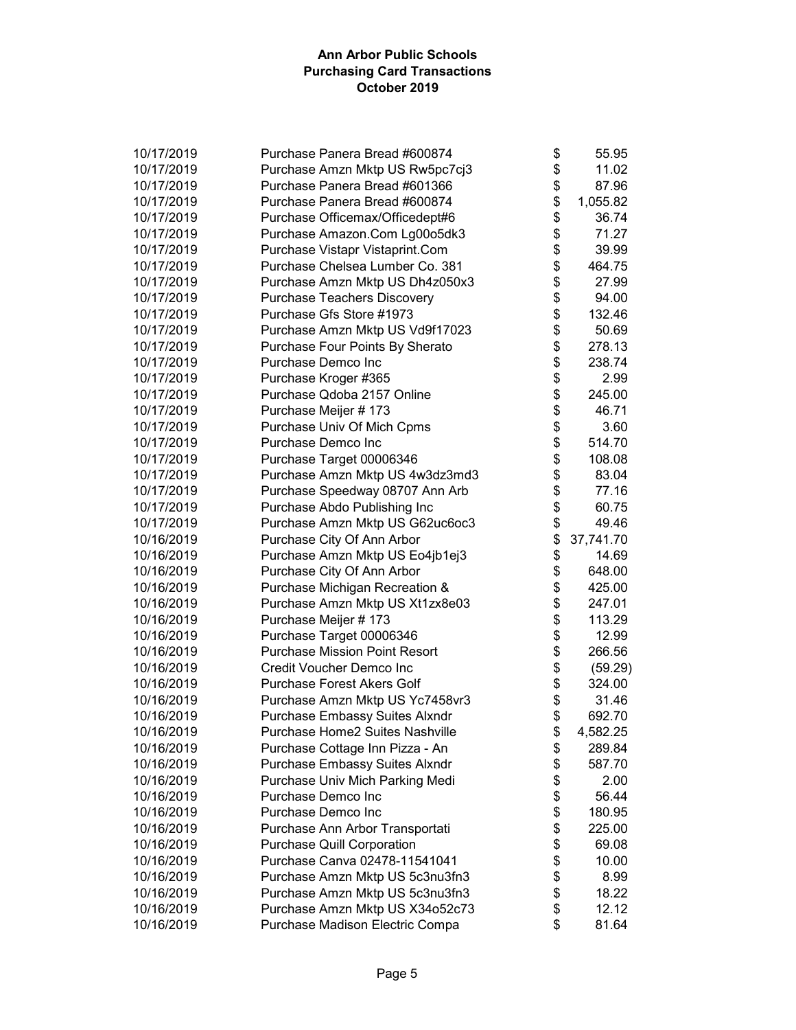# Ann Arbor Public Schools
## Purchasing Card Transactions
### October 2019

| | | |
|---|---|---|
| 10/17/2019 | Purchase Panera Bread #600874 | $ 55.95 |
| 10/17/2019 | Purchase Amzn Mktp US Rw5pc7cj3 | $ 11.02 |
| 10/17/2019 | Purchase Panera Bread #601366 | $ 87.96 |
| 10/17/2019 | Purchase Panera Bread #600874 | $ 1,055.82 |
| 10/17/2019 | Purchase Officemax/Officedept#6 | $ 36.74 |
| 10/17/2019 | Purchase Amazon.Com Lg00o5dk3 | $ 71.27 |
| 10/17/2019 | Purchase Vistapr Vistaprint.Com | $ 39.99 |
| 10/17/2019 | Purchase Chelsea Lumber Co. 381 | $ 464.75 |
| 10/17/2019 | Purchase Amzn Mktp US Dh4z050x3 | $ 27.99 |
| 10/17/2019 | Purchase Teachers Discovery | $ 94.00 |
| 10/17/2019 | Purchase Gfs Store #1973 | $ 132.46 |
| 10/17/2019 | Purchase Amzn Mktp US Vd9f17023 | $ 50.69 |
| 10/17/2019 | Purchase Four Points By Sherato | $ 278.13 |
| 10/17/2019 | Purchase Demco Inc | $ 238.74 |
| 10/17/2019 | Purchase Kroger #365 | $ 2.99 |
| 10/17/2019 | Purchase Qdoba 2157 Online | $ 245.00 |
| 10/17/2019 | Purchase Meijer # 173 | $ 46.71 |
| 10/17/2019 | Purchase Univ Of Mich Cpms | $ 3.60 |
| 10/17/2019 | Purchase Demco Inc | $ 514.70 |
| 10/17/2019 | Purchase Target 00006346 | $ 108.08 |
| 10/17/2019 | Purchase Amzn Mktp US 4w3dz3md3 | $ 83.04 |
| 10/17/2019 | Purchase Speedway 08707 Ann Arb | $ 77.16 |
| 10/17/2019 | Purchase Abdo Publishing Inc | $ 60.75 |
| 10/17/2019 | Purchase Amzn Mktp US G62uc6oc3 | $ 49.46 |
| 10/16/2019 | Purchase City Of Ann Arbor | $ 37,741.70 |
| 10/16/2019 | Purchase Amzn Mktp US Eo4jb1ej3 | $ 14.69 |
| 10/16/2019 | Purchase City Of Ann Arbor | $ 648.00 |
| 10/16/2019 | Purchase Michigan Recreation & | $ 425.00 |
| 10/16/2019 | Purchase Amzn Mktp US Xt1zx8e03 | $ 247.01 |
| 10/16/2019 | Purchase Meijer # 173 | $ 113.29 |
| 10/16/2019 | Purchase Target 00006346 | $ 12.99 |
| 10/16/2019 | Purchase Mission Point Resort | $ 266.56 |
| 10/16/2019 | Credit Voucher Demco Inc | $ (59.29) |
| 10/16/2019 | Purchase Forest Akers Golf | $ 324.00 |
| 10/16/2019 | Purchase Amzn Mktp US Yc7458vr3 | $ 31.46 |
| 10/16/2019 | Purchase Embassy Suites Alxndr | $ 692.70 |
| 10/16/2019 | Purchase Home2 Suites Nashville | $ 4,582.25 |
| 10/16/2019 | Purchase Cottage Inn Pizza - An | $ 289.84 |
| 10/16/2019 | Purchase Embassy Suites Alxndr | $ 587.70 |
| 10/16/2019 | Purchase Univ Mich Parking Medi | $ 2.00 |
| 10/16/2019 | Purchase Demco Inc | $ 56.44 |
| 10/16/2019 | Purchase Demco Inc | $ 180.95 |
| 10/16/2019 | Purchase Ann Arbor Transportati | $ 225.00 |
| 10/16/2019 | Purchase Quill Corporation | $ 69.08 |
| 10/16/2019 | Purchase Canva 02478-11541041 | $ 10.00 |
| 10/16/2019 | Purchase Amzn Mktp US 5c3nu3fn3 | $ 8.99 |
| 10/16/2019 | Purchase Amzn Mktp US 5c3nu3fn3 | $ 18.22 |
| 10/16/2019 | Purchase Amzn Mktp US X34o52c73 | $ 12.12 |
| 10/16/2019 | Purchase Madison Electric Compa | $ 81.64 |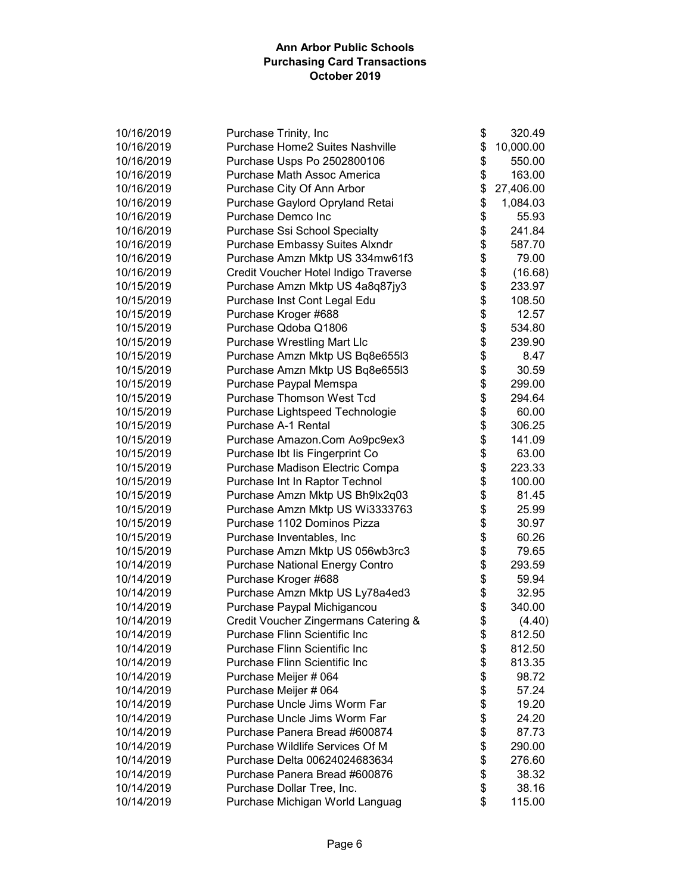**Ann Arbor Public Schools**
**Purchasing Card Transactions**
**October 2019**

| | | |
|---|---|---|
| 10/16/2019 | Purchase Trinity, Inc | $ 320.49 |
| 10/16/2019 | Purchase Home2 Suites Nashville | $ 10,000.00 |
| 10/16/2019 | Purchase Usps Po 2502800106 | $ 550.00 |
| 10/16/2019 | Purchase Math Assoc America | $ 163.00 |
| 10/16/2019 | Purchase City Of Ann Arbor | $ 27,406.00 |
| 10/16/2019 | Purchase Gaylord Opryland Retai | $ 1,084.03 |
| 10/16/2019 | Purchase Demco Inc | $ 55.93 |
| 10/16/2019 | Purchase Ssi School Specialty | $ 241.84 |
| 10/16/2019 | Purchase Embassy Suites Alxndr | $ 587.70 |
| 10/16/2019 | Purchase Amzn Mktp US 334mw61f3 | $ 79.00 |
| 10/16/2019 | Credit Voucher Hotel Indigo Traverse | $ (16.68) |
| 10/15/2019 | Purchase Amzn Mktp US 4a8q87jy3 | $ 233.97 |
| 10/15/2019 | Purchase Inst Cont Legal Edu | $ 108.50 |
| 10/15/2019 | Purchase Kroger #688 | $ 12.57 |
| 10/15/2019 | Purchase Qdoba Q1806 | $ 534.80 |
| 10/15/2019 | Purchase Wrestling Mart Llc | $ 239.90 |
| 10/15/2019 | Purchase Amzn Mktp US Bq8e655l3 | $ 8.47 |
| 10/15/2019 | Purchase Amzn Mktp US Bq8e655l3 | $ 30.59 |
| 10/15/2019 | Purchase Paypal Memspa | $ 299.00 |
| 10/15/2019 | Purchase Thomson West Tcd | $ 294.64 |
| 10/15/2019 | Purchase Lightspeed Technologie | $ 60.00 |
| 10/15/2019 | Purchase A-1 Rental | $ 306.25 |
| 10/15/2019 | Purchase Amazon.Com Ao9pc9ex3 | $ 141.09 |
| 10/15/2019 | Purchase Ibt Iis Fingerprint Co | $ 63.00 |
| 10/15/2019 | Purchase Madison Electric Compa | $ 223.33 |
| 10/15/2019 | Purchase Int In Raptor Technol | $ 100.00 |
| 10/15/2019 | Purchase Amzn Mktp US Bh9lx2q03 | $ 81.45 |
| 10/15/2019 | Purchase Amzn Mktp US Wi3333763 | $ 25.99 |
| 10/15/2019 | Purchase 1102 Dominos Pizza | $ 30.97 |
| 10/15/2019 | Purchase Inventables, Inc | $ 60.26 |
| 10/15/2019 | Purchase Amzn Mktp US 056wb3rc3 | $ 79.65 |
| 10/14/2019 | Purchase National Energy Contro | $ 293.59 |
| 10/14/2019 | Purchase Kroger #688 | $ 59.94 |
| 10/14/2019 | Purchase Amzn Mktp US Ly78a4ed3 | $ 32.95 |
| 10/14/2019 | Purchase Paypal Michigancou | $ 340.00 |
| 10/14/2019 | Credit Voucher Zingermans Catering & | $ (4.40) |
| 10/14/2019 | Purchase Flinn Scientific Inc | $ 812.50 |
| 10/14/2019 | Purchase Flinn Scientific Inc | $ 812.50 |
| 10/14/2019 | Purchase Flinn Scientific Inc | $ 813.35 |
| 10/14/2019 | Purchase Meijer # 064 | $ 98.72 |
| 10/14/2019 | Purchase Meijer # 064 | $ 57.24 |
| 10/14/2019 | Purchase Uncle Jims Worm Far | $ 19.20 |
| 10/14/2019 | Purchase Uncle Jims Worm Far | $ 24.20 |
| 10/14/2019 | Purchase Panera Bread #600874 | $ 87.73 |
| 10/14/2019 | Purchase Wildlife Services Of M | $ 290.00 |
| 10/14/2019 | Purchase Delta 00624024683634 | $ 276.60 |
| 10/14/2019 | Purchase Panera Bread #600876 | $ 38.32 |
| 10/14/2019 | Purchase Dollar Tree, Inc. | $ 38.16 |
| 10/14/2019 | Purchase Michigan World Languag | $ 115.00 |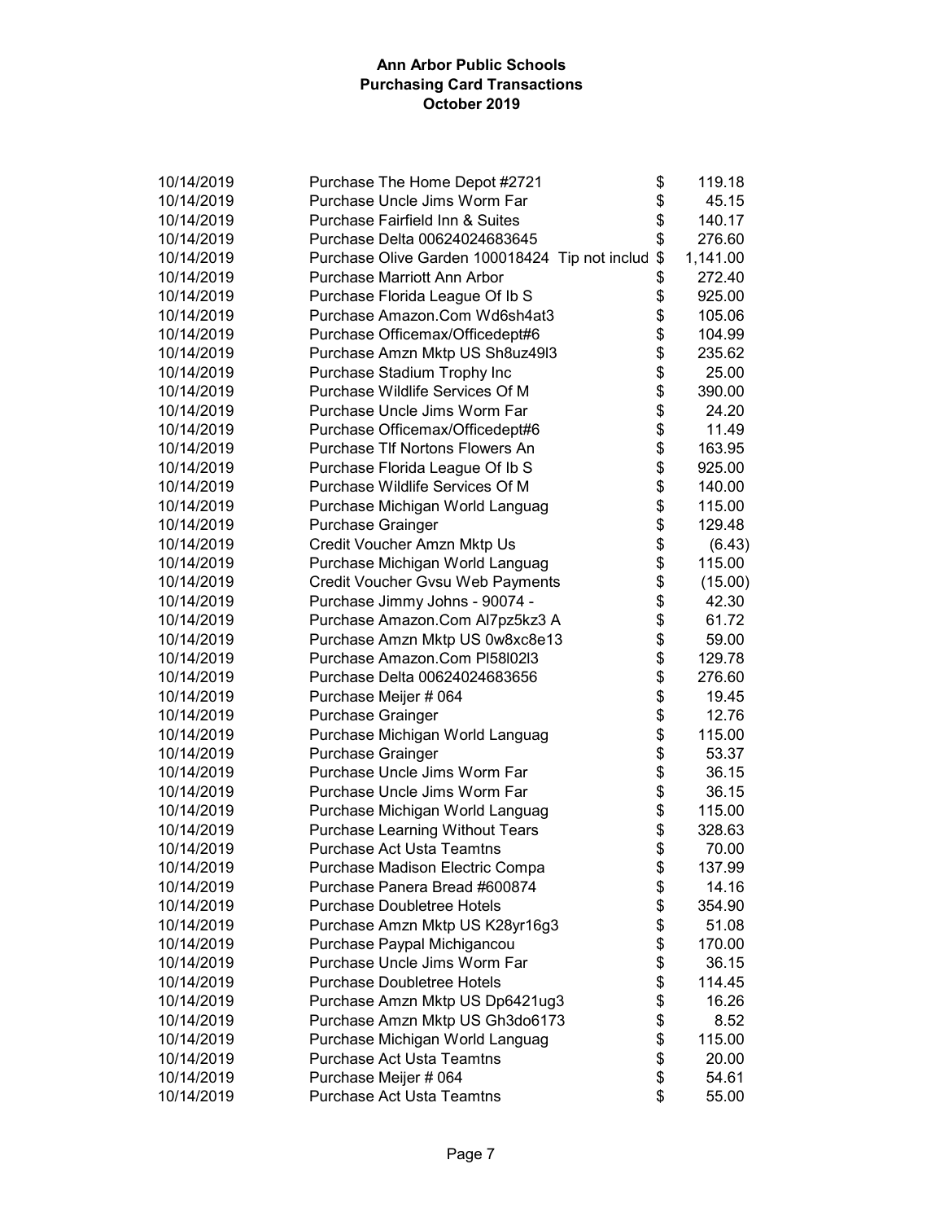# Ann Arbor Public Schools
## Purchasing Card Transactions
### October 2019

| | | | |
|---|---|---|---|
| 10/14/2019 | Purchase The Home Depot #2721 | $ | 119.18 |
| 10/14/2019 | Purchase Uncle Jims Worm Far | $ | 45.15 |
| 10/14/2019 | Purchase Fairfield Inn & Suites | $ | 140.17 |
| 10/14/2019 | Purchase Delta 00624024683645 | $ | 276.60 |
| 10/14/2019 | Purchase Olive Garden 100018424 Tip not includ | $ | 1,141.00 |
| 10/14/2019 | Purchase Marriott Ann Arbor | $ | 272.40 |
| 10/14/2019 | Purchase Florida League Of Ib S | $ | 925.00 |
| 10/14/2019 | Purchase Amazon.Com Wd6sh4at3 | $ | 105.06 |
| 10/14/2019 | Purchase Officemax/Officedept#6 | $ | 104.99 |
| 10/14/2019 | Purchase Amzn Mktp US Sh8uz49l3 | $ | 235.62 |
| 10/14/2019 | Purchase Stadium Trophy Inc | $ | 25.00 |
| 10/14/2019 | Purchase Wildlife Services Of M | $ | 390.00 |
| 10/14/2019 | Purchase Uncle Jims Worm Far | $ | 24.20 |
| 10/14/2019 | Purchase Officemax/Officedept#6 | $ | 11.49 |
| 10/14/2019 | Purchase Tlf Nortons Flowers An | $ | 163.95 |
| 10/14/2019 | Purchase Florida League Of Ib S | $ | 925.00 |
| 10/14/2019 | Purchase Wildlife Services Of M | $ | 140.00 |
| 10/14/2019 | Purchase Michigan World Languag | $ | 115.00 |
| 10/14/2019 | Purchase Grainger | $ | 129.48 |
| 10/14/2019 | Credit Voucher Amzn Mktp Us | $ | (6.43) |
| 10/14/2019 | Purchase Michigan World Languag | $ | 115.00 |
| 10/14/2019 | Credit Voucher Gvsu Web Payments | $ | (15.00) |
| 10/14/2019 | Purchase Jimmy Johns - 90074 - | $ | 42.30 |
| 10/14/2019 | Purchase Amazon.Com Al7pz5kz3 A | $ | 61.72 |
| 10/14/2019 | Purchase Amzn Mktp US 0w8xc8e13 | $ | 59.00 |
| 10/14/2019 | Purchase Amazon.Com Pl58l02l3 | $ | 129.78 |
| 10/14/2019 | Purchase Delta 00624024683656 | $ | 276.60 |
| 10/14/2019 | Purchase Meijer # 064 | $ | 19.45 |
| 10/14/2019 | Purchase Grainger | $ | 12.76 |
| 10/14/2019 | Purchase Michigan World Languag | $ | 115.00 |
| 10/14/2019 | Purchase Grainger | $ | 53.37 |
| 10/14/2019 | Purchase Uncle Jims Worm Far | $ | 36.15 |
| 10/14/2019 | Purchase Uncle Jims Worm Far | $ | 36.15 |
| 10/14/2019 | Purchase Michigan World Languag | $ | 115.00 |
| 10/14/2019 | Purchase Learning Without Tears | $ | 328.63 |
| 10/14/2019 | Purchase Act Usta Teamtns | $ | 70.00 |
| 10/14/2019 | Purchase Madison Electric Compa | $ | 137.99 |
| 10/14/2019 | Purchase Panera Bread #600874 | $ | 14.16 |
| 10/14/2019 | Purchase Doubletree Hotels | $ | 354.90 |
| 10/14/2019 | Purchase Amzn Mktp US K28yr16g3 | $ | 51.08 |
| 10/14/2019 | Purchase Paypal Michigancou | $ | 170.00 |
| 10/14/2019 | Purchase Uncle Jims Worm Far | $ | 36.15 |
| 10/14/2019 | Purchase Doubletree Hotels | $ | 114.45 |
| 10/14/2019 | Purchase Amzn Mktp US Dp6421ug3 | $ | 16.26 |
| 10/14/2019 | Purchase Amzn Mktp US Gh3do6173 | $ | 8.52 |
| 10/14/2019 | Purchase Michigan World Languag | $ | 115.00 |
| 10/14/2019 | Purchase Act Usta Teamtns | $ | 20.00 |
| 10/14/2019 | Purchase Meijer # 064 | $ | 54.61 |
| 10/14/2019 | Purchase Act Usta Teamtns | $ | 55.00 |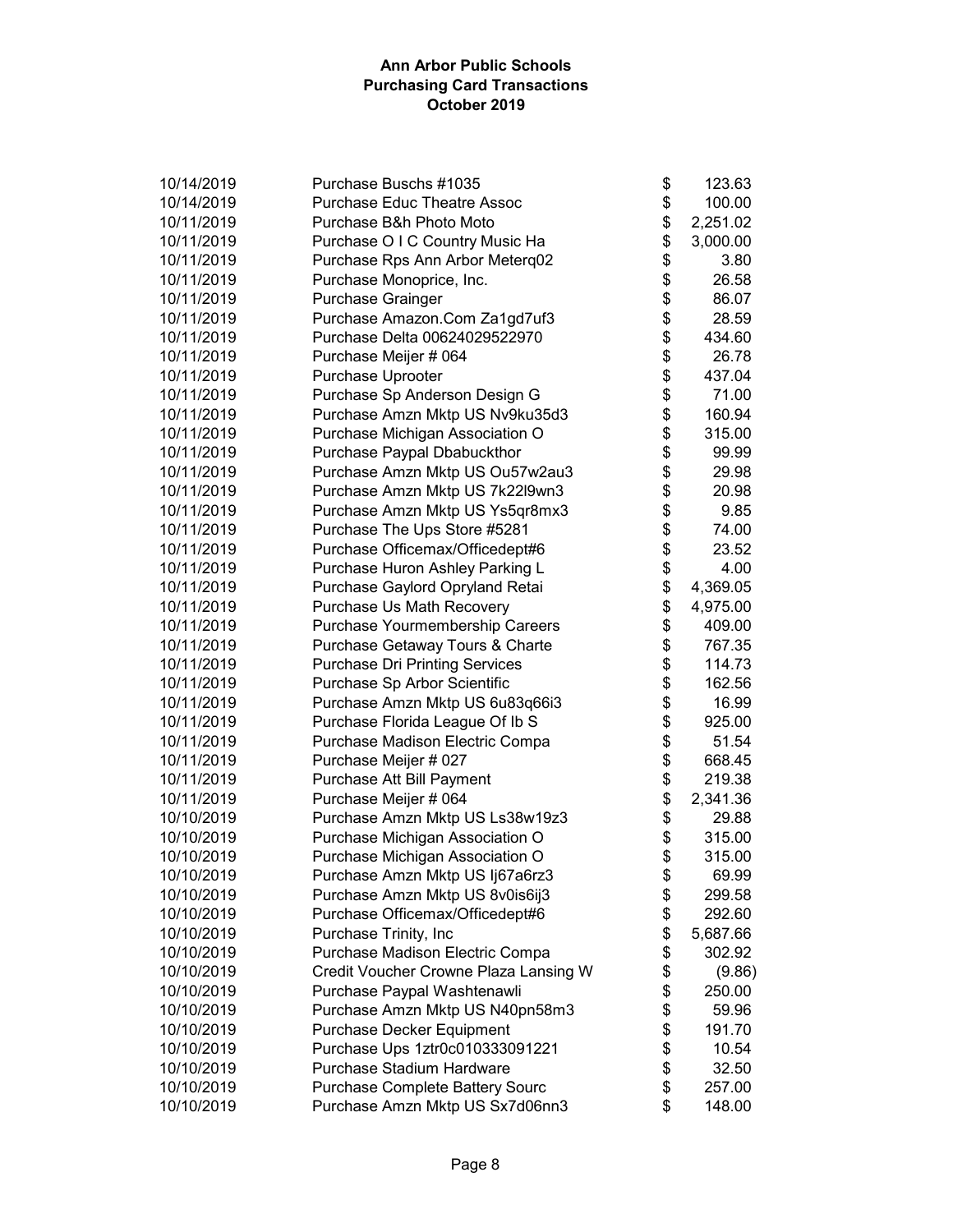# Ann Arbor Public Schools
## Purchasing Card Transactions
## October 2019

| | | |
|---|---|---|
| 10/14/2019 | Purchase Buschs #1035 | $ 123.63 |
| 10/14/2019 | Purchase Educ Theatre Assoc | $ 100.00 |
| 10/11/2019 | Purchase B&h Photo Moto | $ 2,251.02 |
| 10/11/2019 | Purchase O I C Country Music Ha | $ 3,000.00 |
| 10/11/2019 | Purchase Rps Ann Arbor Meterq02 | $ 3.80 |
| 10/11/2019 | Purchase Monoprice, Inc. | $ 26.58 |
| 10/11/2019 | Purchase Grainger | $ 86.07 |
| 10/11/2019 | Purchase Amazon.Com Za1gd7uf3 | $ 28.59 |
| 10/11/2019 | Purchase Delta 00624029522970 | $ 434.60 |
| 10/11/2019 | Purchase Meijer # 064 | $ 26.78 |
| 10/11/2019 | Purchase Uprooter | $ 437.04 |
| 10/11/2019 | Purchase Sp Anderson Design G | $ 71.00 |
| 10/11/2019 | Purchase Amzn Mktp US Nv9ku35d3 | $ 160.94 |
| 10/11/2019 | Purchase Michigan Association O | $ 315.00 |
| 10/11/2019 | Purchase Paypal Dbabuckthor | $ 99.99 |
| 10/11/2019 | Purchase Amzn Mktp US Ou57w2au3 | $ 29.98 |
| 10/11/2019 | Purchase Amzn Mktp US 7k22l9wn3 | $ 20.98 |
| 10/11/2019 | Purchase Amzn Mktp US Ys5qr8mx3 | $ 9.85 |
| 10/11/2019 | Purchase The Ups Store #5281 | $ 74.00 |
| 10/11/2019 | Purchase Officemax/Officedept#6 | $ 23.52 |
| 10/11/2019 | Purchase Huron Ashley Parking L | $ 4.00 |
| 10/11/2019 | Purchase Gaylord Opryland Retai | $ 4,369.05 |
| 10/11/2019 | Purchase Us Math Recovery | $ 4,975.00 |
| 10/11/2019 | Purchase Yourmembership Careers | $ 409.00 |
| 10/11/2019 | Purchase Getaway Tours & Charte | $ 767.35 |
| 10/11/2019 | Purchase Dri Printing Services | $ 114.73 |
| 10/11/2019 | Purchase Sp Arbor Scientific | $ 162.56 |
| 10/11/2019 | Purchase Amzn Mktp US 6u83q66i3 | $ 16.99 |
| 10/11/2019 | Purchase Florida League Of Ib S | $ 925.00 |
| 10/11/2019 | Purchase Madison Electric Compa | $ 51.54 |
| 10/11/2019 | Purchase Meijer # 027 | $ 668.45 |
| 10/11/2019 | Purchase Att Bill Payment | $ 219.38 |
| 10/11/2019 | Purchase Meijer # 064 | $ 2,341.36 |
| 10/10/2019 | Purchase Amzn Mktp US Ls38w19z3 | $ 29.88 |
| 10/10/2019 | Purchase Michigan Association O | $ 315.00 |
| 10/10/2019 | Purchase Michigan Association O | $ 315.00 |
| 10/10/2019 | Purchase Amzn Mktp US Ij67a6rz3 | $ 69.99 |
| 10/10/2019 | Purchase Amzn Mktp US 8v0is6ij3 | $ 299.58 |
| 10/10/2019 | Purchase Officemax/Officedept#6 | $ 292.60 |
| 10/10/2019 | Purchase Trinity, Inc | $ 5,687.66 |
| 10/10/2019 | Purchase Madison Electric Compa | $ 302.92 |
| 10/10/2019 | Credit Voucher Crowne Plaza Lansing W | $ (9.86) |
| 10/10/2019 | Purchase Paypal Washtenawli | $ 250.00 |
| 10/10/2019 | Purchase Amzn Mktp US N40pn58m3 | $ 59.96 |
| 10/10/2019 | Purchase Decker Equipment | $ 191.70 |
| 10/10/2019 | Purchase Ups 1ztr0c010333091221 | $ 10.54 |
| 10/10/2019 | Purchase Stadium Hardware | $ 32.50 |
| 10/10/2019 | Purchase Complete Battery Sourc | $ 257.00 |
| 10/10/2019 | Purchase Amzn Mktp US Sx7d06nn3 | $ 148.00 |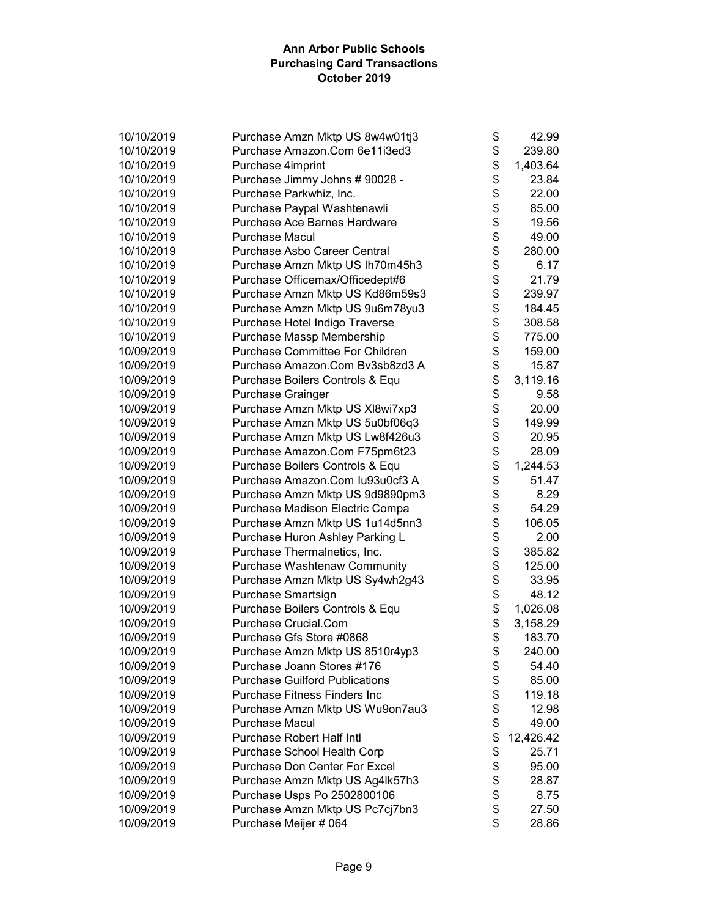# Ann Arbor Public Schools
## Purchasing Card Transactions
### October 2019

| | | | |
|---|---|---|---|
| 10/10/2019 | Purchase Amzn Mktp US 8w4w01tj3 | $ | 42.99 |
| 10/10/2019 | Purchase Amazon.Com 6e11i3ed3 | $ | 239.80 |
| 10/10/2019 | Purchase 4imprint | $ | 1,403.64 |
| 10/10/2019 | Purchase Jimmy Johns # 90028 - | $ | 23.84 |
| 10/10/2019 | Purchase Parkwhiz, Inc. | $ | 22.00 |
| 10/10/2019 | Purchase Paypal Washtenawli | $ | 85.00 |
| 10/10/2019 | Purchase Ace Barnes Hardware | $ | 19.56 |
| 10/10/2019 | Purchase Macul | $ | 49.00 |
| 10/10/2019 | Purchase Asbo Career Central | $ | 280.00 |
| 10/10/2019 | Purchase Amzn Mktp US Ih70m45h3 | $ | 6.17 |
| 10/10/2019 | Purchase Officemax/Officedept#6 | $ | 21.79 |
| 10/10/2019 | Purchase Amzn Mktp US Kd86m59s3 | $ | 239.97 |
| 10/10/2019 | Purchase Amzn Mktp US 9u6m78yu3 | $ | 184.45 |
| 10/10/2019 | Purchase Hotel Indigo Traverse | $ | 308.58 |
| 10/10/2019 | Purchase Massp Membership | $ | 775.00 |
| 10/09/2019 | Purchase Committee For Children | $ | 159.00 |
| 10/09/2019 | Purchase Amazon.Com Bv3sb8zd3 A | $ | 15.87 |
| 10/09/2019 | Purchase Boilers Controls & Equ | $ | 3,119.16 |
| 10/09/2019 | Purchase Grainger | $ | 9.58 |
| 10/09/2019 | Purchase Amzn Mktp US Xl8wi7xp3 | $ | 20.00 |
| 10/09/2019 | Purchase Amzn Mktp US 5u0bf06q3 | $ | 149.99 |
| 10/09/2019 | Purchase Amzn Mktp US Lw8f426u3 | $ | 20.95 |
| 10/09/2019 | Purchase Amazon.Com F75pm6t23 | $ | 28.09 |
| 10/09/2019 | Purchase Boilers Controls & Equ | $ | 1,244.53 |
| 10/09/2019 | Purchase Amazon.Com Iu93u0cf3 A | $ | 51.47 |
| 10/09/2019 | Purchase Amzn Mktp US 9d9890pm3 | $ | 8.29 |
| 10/09/2019 | Purchase Madison Electric Compa | $ | 54.29 |
| 10/09/2019 | Purchase Amzn Mktp US 1u14d5nn3 | $ | 106.05 |
| 10/09/2019 | Purchase Huron Ashley Parking L | $ | 2.00 |
| 10/09/2019 | Purchase Thermalnetics, Inc. | $ | 385.82 |
| 10/09/2019 | Purchase Washtenaw Community | $ | 125.00 |
| 10/09/2019 | Purchase Amzn Mktp US Sy4wh2g43 | $ | 33.95 |
| 10/09/2019 | Purchase Smartsign | $ | 48.12 |
| 10/09/2019 | Purchase Boilers Controls & Equ | $ | 1,026.08 |
| 10/09/2019 | Purchase Crucial.Com | $ | 3,158.29 |
| 10/09/2019 | Purchase Gfs Store #0868 | $ | 183.70 |
| 10/09/2019 | Purchase Amzn Mktp US 8510r4yp3 | $ | 240.00 |
| 10/09/2019 | Purchase Joann Stores #176 | $ | 54.40 |
| 10/09/2019 | Purchase Guilford Publications | $ | 85.00 |
| 10/09/2019 | Purchase Fitness Finders Inc | $ | 119.18 |
| 10/09/2019 | Purchase Amzn Mktp US Wu9on7au3 | $ | 12.98 |
| 10/09/2019 | Purchase Macul | $ | 49.00 |
| 10/09/2019 | Purchase Robert Half Intl | $ | 12,426.42 |
| 10/09/2019 | Purchase School Health Corp | $ | 25.71 |
| 10/09/2019 | Purchase Don Center For Excel | $ | 95.00 |
| 10/09/2019 | Purchase Amzn Mktp US Ag4lk57h3 | $ | 28.87 |
| 10/09/2019 | Purchase Usps Po 2502800106 | $ | 8.75 |
| 10/09/2019 | Purchase Amzn Mktp US Pc7cj7bn3 | $ | 27.50 |
| 10/09/2019 | Purchase Meijer # 064 | $ | 28.86 |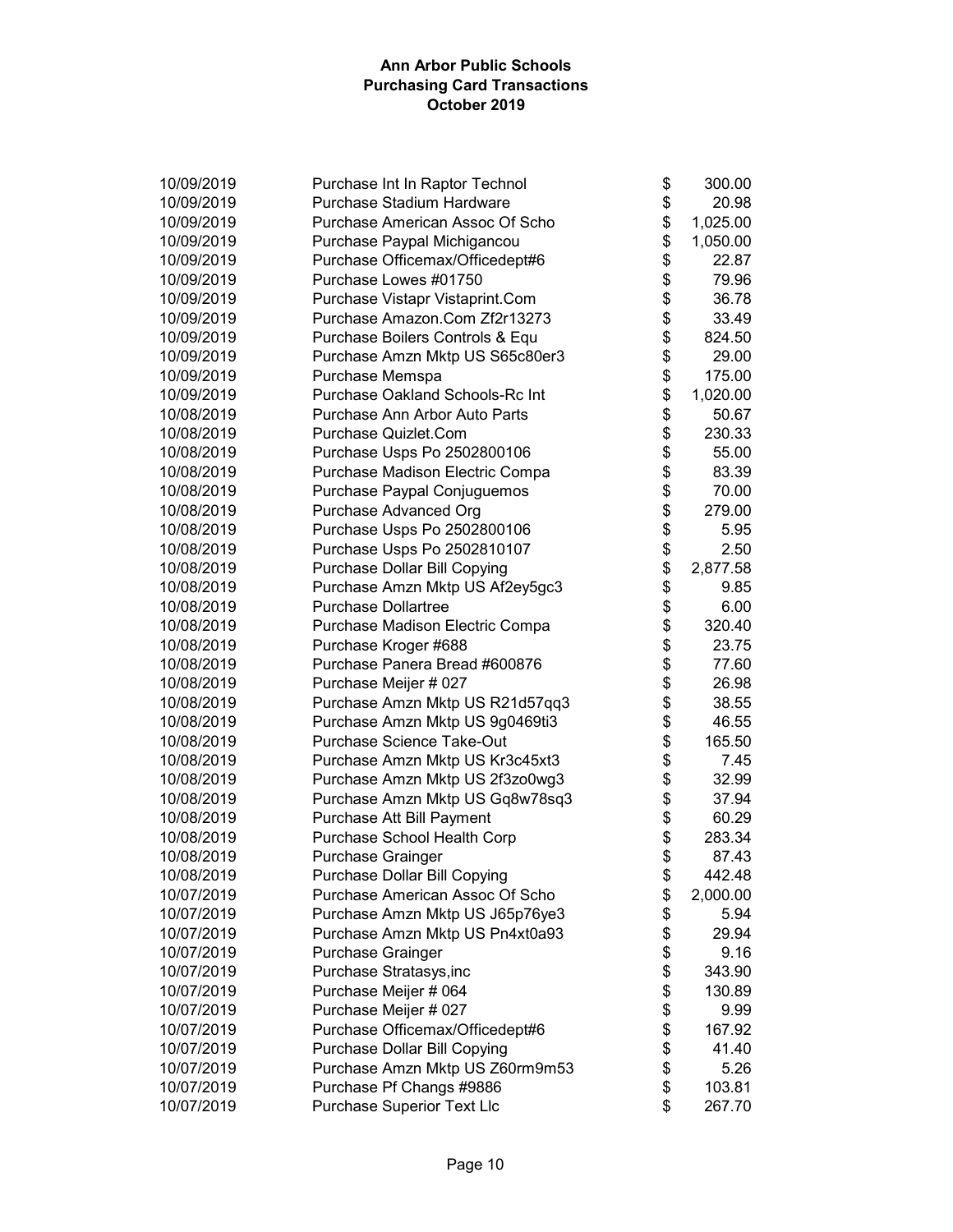**Ann Arbor Public Schools**
**Purchasing Card Transactions**
**October 2019**

| | | | |
|---|---|---|---|
| 10/09/2019 | Purchase Int In Raptor Technol | $ | 300.00 |
| 10/09/2019 | Purchase Stadium Hardware | $ | 20.98 |
| 10/09/2019 | Purchase American Assoc Of Scho | $ | 1,025.00 |
| 10/09/2019 | Purchase Paypal Michigancou | $ | 1,050.00 |
| 10/09/2019 | Purchase Officemax/Officedept#6 | $ | 22.87 |
| 10/09/2019 | Purchase Lowes #01750 | $ | 79.96 |
| 10/09/2019 | Purchase Vistapr Vistaprint.Com | $ | 36.78 |
| 10/09/2019 | Purchase Amazon.Com Zf2r13273 | $ | 33.49 |
| 10/09/2019 | Purchase Boilers Controls & Equ | $ | 824.50 |
| 10/09/2019 | Purchase Amzn Mktp US S65c80er3 | $ | 29.00 |
| 10/09/2019 | Purchase Memspa | $ | 175.00 |
| 10/09/2019 | Purchase Oakland Schools-Rc Int | $ | 1,020.00 |
| 10/08/2019 | Purchase Ann Arbor Auto Parts | $ | 50.67 |
| 10/08/2019 | Purchase Quizlet.Com | $ | 230.33 |
| 10/08/2019 | Purchase Usps Po 2502800106 | $ | 55.00 |
| 10/08/2019 | Purchase Madison Electric Compa | $ | 83.39 |
| 10/08/2019 | Purchase Paypal Conjuguemos | $ | 70.00 |
| 10/08/2019 | Purchase Advanced Org | $ | 279.00 |
| 10/08/2019 | Purchase Usps Po 2502800106 | $ | 5.95 |
| 10/08/2019 | Purchase Usps Po 2502810107 | $ | 2.50 |
| 10/08/2019 | Purchase Dollar Bill Copying | $ | 2,877.58 |
| 10/08/2019 | Purchase Amzn Mktp US Af2ey5gc3 | $ | 9.85 |
| 10/08/2019 | Purchase Dollartree | $ | 6.00 |
| 10/08/2019 | Purchase Madison Electric Compa | $ | 320.40 |
| 10/08/2019 | Purchase Kroger #688 | $ | 23.75 |
| 10/08/2019 | Purchase Panera Bread #600876 | $ | 77.60 |
| 10/08/2019 | Purchase Meijer # 027 | $ | 26.98 |
| 10/08/2019 | Purchase Amzn Mktp US R21d57qq3 | $ | 38.55 |
| 10/08/2019 | Purchase Amzn Mktp US 9g0469ti3 | $ | 46.55 |
| 10/08/2019 | Purchase Science Take-Out | $ | 165.50 |
| 10/08/2019 | Purchase Amzn Mktp US Kr3c45xt3 | $ | 7.45 |
| 10/08/2019 | Purchase Amzn Mktp US 2f3zo0wg3 | $ | 32.99 |
| 10/08/2019 | Purchase Amzn Mktp US Gq8w78sq3 | $ | 37.94 |
| 10/08/2019 | Purchase Att Bill Payment | $ | 60.29 |
| 10/08/2019 | Purchase School Health Corp | $ | 283.34 |
| 10/08/2019 | Purchase Grainger | $ | 87.43 |
| 10/08/2019 | Purchase Dollar Bill Copying | $ | 442.48 |
| 10/07/2019 | Purchase American Assoc Of Scho | $ | 2,000.00 |
| 10/07/2019 | Purchase Amzn Mktp US J65p76ye3 | $ | 5.94 |
| 10/07/2019 | Purchase Amzn Mktp US Pn4xt0a93 | $ | 29.94 |
| 10/07/2019 | Purchase Grainger | $ | 9.16 |
| 10/07/2019 | Purchase Stratasys,inc | $ | 343.90 |
| 10/07/2019 | Purchase Meijer # 064 | $ | 130.89 |
| 10/07/2019 | Purchase Meijer # 027 | $ | 9.99 |
| 10/07/2019 | Purchase Officemax/Officedept#6 | $ | 167.92 |
| 10/07/2019 | Purchase Dollar Bill Copying | $ | 41.40 |
| 10/07/2019 | Purchase Amzn Mktp US Z60rm9m53 | $ | 5.26 |
| 10/07/2019 | Purchase Pf Changs #9886 | $ | 103.81 |
| 10/07/2019 | Purchase Superior Text Llc | $ | 267.70 |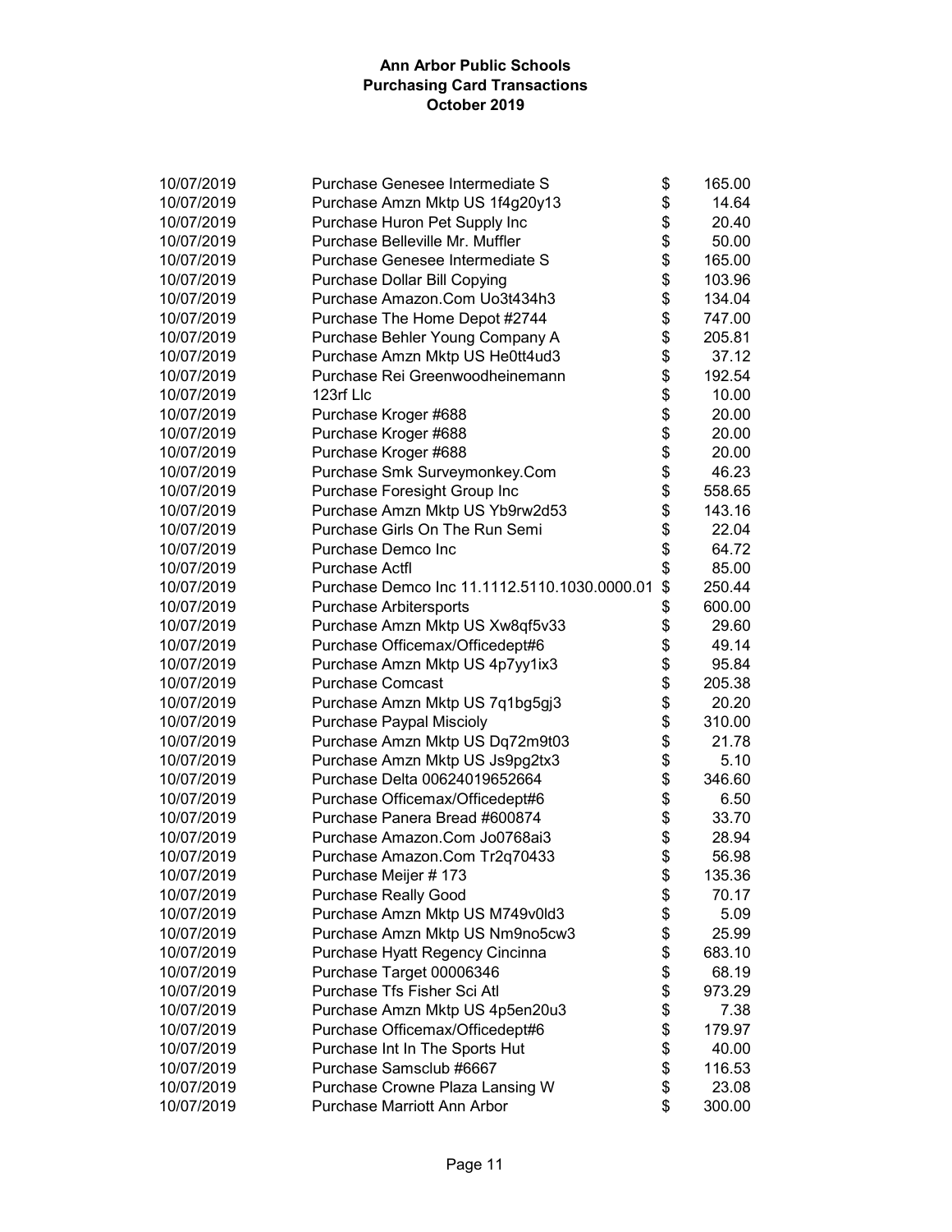# Ann Arbor Public Schools
## Purchasing Card Transactions
### October 2019

| | | | |
|---|---|---|---|
| 10/07/2019 | Purchase Genesee Intermediate S | $ | 165.00 |
| 10/07/2019 | Purchase Amzn Mktp US 1f4g20y13 | $ | 14.64 |
| 10/07/2019 | Purchase Huron Pet Supply Inc | $ | 20.40 |
| 10/07/2019 | Purchase Belleville Mr. Muffler | $ | 50.00 |
| 10/07/2019 | Purchase Genesee Intermediate S | $ | 165.00 |
| 10/07/2019 | Purchase Dollar Bill Copying | $ | 103.96 |
| 10/07/2019 | Purchase Amazon.Com Uo3t434h3 | $ | 134.04 |
| 10/07/2019 | Purchase The Home Depot #2744 | $ | 747.00 |
| 10/07/2019 | Purchase Behler Young Company A | $ | 205.81 |
| 10/07/2019 | Purchase Amzn Mktp US He0tt4ud3 | $ | 37.12 |
| 10/07/2019 | Purchase Rei Greenwoodheinemann | $ | 192.54 |
| 10/07/2019 | 123rf Llc | $ | 10.00 |
| 10/07/2019 | Purchase Kroger #688 | $ | 20.00 |
| 10/07/2019 | Purchase Kroger #688 | $ | 20.00 |
| 10/07/2019 | Purchase Kroger #688 | $ | 20.00 |
| 10/07/2019 | Purchase Smk Surveymonkey.Com | $ | 46.23 |
| 10/07/2019 | Purchase Foresight Group Inc | $ | 558.65 |
| 10/07/2019 | Purchase Amzn Mktp US Yb9rw2d53 | $ | 143.16 |
| 10/07/2019 | Purchase Girls On The Run Semi | $ | 22.04 |
| 10/07/2019 | Purchase Demco Inc | $ | 64.72 |
| 10/07/2019 | Purchase Actfl | $ | 85.00 |
| 10/07/2019 | Purchase Demco Inc 11.1112.5110.1030.0000.01 | $ | 250.44 |
| 10/07/2019 | Purchase Arbitersports | $ | 600.00 |
| 10/07/2019 | Purchase Amzn Mktp US Xw8qf5v33 | $ | 29.60 |
| 10/07/2019 | Purchase Officemax/Officedept#6 | $ | 49.14 |
| 10/07/2019 | Purchase Amzn Mktp US 4p7yy1ix3 | $ | 95.84 |
| 10/07/2019 | Purchase Comcast | $ | 205.38 |
| 10/07/2019 | Purchase Amzn Mktp US 7q1bg5gj3 | $ | 20.20 |
| 10/07/2019 | Purchase Paypal Miscioly | $ | 310.00 |
| 10/07/2019 | Purchase Amzn Mktp US Dq72m9t03 | $ | 21.78 |
| 10/07/2019 | Purchase Amzn Mktp US Js9pg2tx3 | $ | 5.10 |
| 10/07/2019 | Purchase Delta 00624019652664 | $ | 346.60 |
| 10/07/2019 | Purchase Officemax/Officedept#6 | $ | 6.50 |
| 10/07/2019 | Purchase Panera Bread #600874 | $ | 33.70 |
| 10/07/2019 | Purchase Amazon.Com Jo0768ai3 | $ | 28.94 |
| 10/07/2019 | Purchase Amazon.Com Tr2q70433 | $ | 56.98 |
| 10/07/2019 | Purchase Meijer # 173 | $ | 135.36 |
| 10/07/2019 | Purchase Really Good | $ | 70.17 |
| 10/07/2019 | Purchase Amzn Mktp US M749v0ld3 | $ | 5.09 |
| 10/07/2019 | Purchase Amzn Mktp US Nm9no5cw3 | $ | 25.99 |
| 10/07/2019 | Purchase Hyatt Regency Cincinna | $ | 683.10 |
| 10/07/2019 | Purchase Target 00006346 | $ | 68.19 |
| 10/07/2019 | Purchase Tfs Fisher Sci Atl | $ | 973.29 |
| 10/07/2019 | Purchase Amzn Mktp US 4p5en20u3 | $ | 7.38 |
| 10/07/2019 | Purchase Officemax/Officedept#6 | $ | 179.97 |
| 10/07/2019 | Purchase Int In The Sports Hut | $ | 40.00 |
| 10/07/2019 | Purchase Samsclub #6667 | $ | 116.53 |
| 10/07/2019 | Purchase Crowne Plaza Lansing W | $ | 23.08 |
| 10/07/2019 | Purchase Marriott Ann Arbor | $ | 300.00 |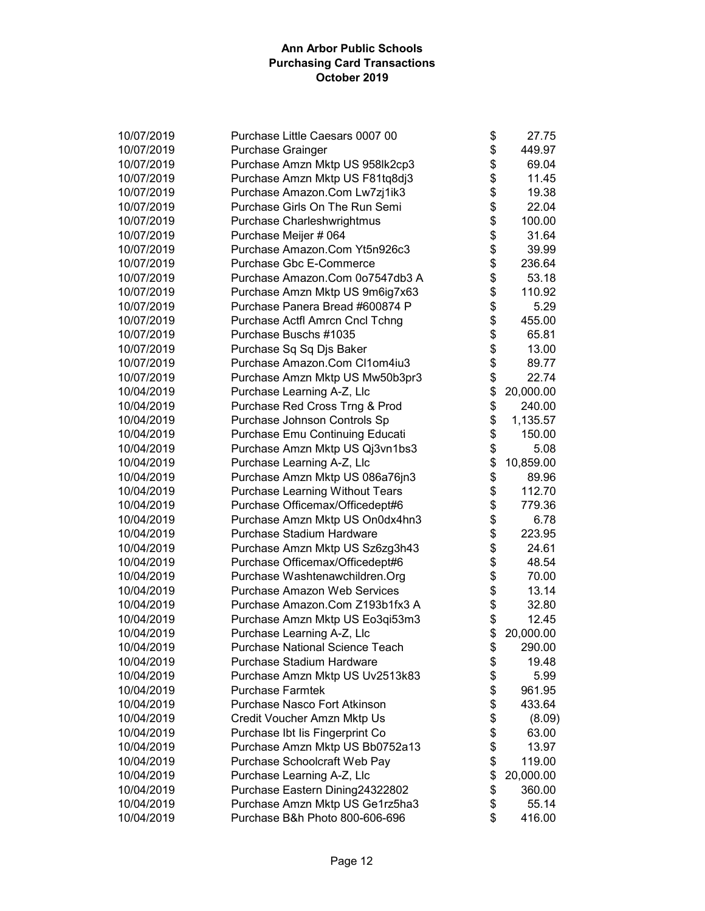**Ann Arbor Public Schools**
**Purchasing Card Transactions**
**October 2019**

| | | | |
|---|---|---|---|
| 10/07/2019 | Purchase Little Caesars 0007 00 | $ | 27.75 |
| 10/07/2019 | Purchase Grainger | $ | 449.97 |
| 10/07/2019 | Purchase Amzn Mktp US 958lk2cp3 | $ | 69.04 |
| 10/07/2019 | Purchase Amzn Mktp US F81tq8dj3 | $ | 11.45 |
| 10/07/2019 | Purchase Amazon.Com Lw7zj1ik3 | $ | 19.38 |
| 10/07/2019 | Purchase Girls On The Run Semi | $ | 22.04 |
| 10/07/2019 | Purchase Charleshwrightmus | $ | 100.00 |
| 10/07/2019 | Purchase Meijer # 064 | $ | 31.64 |
| 10/07/2019 | Purchase Amazon.Com Yt5n926c3 | $ | 39.99 |
| 10/07/2019 | Purchase Gbc E-Commerce | $ | 236.64 |
| 10/07/2019 | Purchase Amazon.Com 0o7547db3 A | $ | 53.18 |
| 10/07/2019 | Purchase Amzn Mktp US 9m6ig7x63 | $ | 110.92 |
| 10/07/2019 | Purchase Panera Bread #600874 P | $ | 5.29 |
| 10/07/2019 | Purchase Actfl Amrcn Cncl Tchng | $ | 455.00 |
| 10/07/2019 | Purchase Buschs #1035 | $ | 65.81 |
| 10/07/2019 | Purchase Sq Sq Djs Baker | $ | 13.00 |
| 10/07/2019 | Purchase Amazon.Com Cl1om4iu3 | $ | 89.77 |
| 10/07/2019 | Purchase Amzn Mktp US Mw50b3pr3 | $ | 22.74 |
| 10/04/2019 | Purchase Learning A-Z, Llc | $ | 20,000.00 |
| 10/04/2019 | Purchase Red Cross Trng & Prod | $ | 240.00 |
| 10/04/2019 | Purchase Johnson Controls Sp | $ | 1,135.57 |
| 10/04/2019 | Purchase Emu Continuing Educati | $ | 150.00 |
| 10/04/2019 | Purchase Amzn Mktp US Qj3vn1bs3 | $ | 5.08 |
| 10/04/2019 | Purchase Learning A-Z, Llc | $ | 10,859.00 |
| 10/04/2019 | Purchase Amzn Mktp US 086a76jn3 | $ | 89.96 |
| 10/04/2019 | Purchase Learning Without Tears | $ | 112.70 |
| 10/04/2019 | Purchase Officemax/Officedept#6 | $ | 779.36 |
| 10/04/2019 | Purchase Amzn Mktp US On0dx4hn3 | $ | 6.78 |
| 10/04/2019 | Purchase Stadium Hardware | $ | 223.95 |
| 10/04/2019 | Purchase Amzn Mktp US Sz6zg3h43 | $ | 24.61 |
| 10/04/2019 | Purchase Officemax/Officedept#6 | $ | 48.54 |
| 10/04/2019 | Purchase Washtenawchildren.Org | $ | 70.00 |
| 10/04/2019 | Purchase Amazon Web Services | $ | 13.14 |
| 10/04/2019 | Purchase Amazon.Com Z193b1fx3 A | $ | 32.80 |
| 10/04/2019 | Purchase Amzn Mktp US Eo3qi53m3 | $ | 12.45 |
| 10/04/2019 | Purchase Learning A-Z, Llc | $ | 20,000.00 |
| 10/04/2019 | Purchase National Science Teach | $ | 290.00 |
| 10/04/2019 | Purchase Stadium Hardware | $ | 19.48 |
| 10/04/2019 | Purchase Amzn Mktp US Uv2513k83 | $ | 5.99 |
| 10/04/2019 | Purchase Farmtek | $ | 961.95 |
| 10/04/2019 | Purchase Nasco Fort Atkinson | $ | 433.64 |
| 10/04/2019 | Credit Voucher Amzn Mktp Us | $ | (8.09) |
| 10/04/2019 | Purchase Ibt Iis Fingerprint Co | $ | 63.00 |
| 10/04/2019 | Purchase Amzn Mktp US Bb0752a13 | $ | 13.97 |
| 10/04/2019 | Purchase Schoolcraft Web Pay | $ | 119.00 |
| 10/04/2019 | Purchase Learning A-Z, Llc | $ | 20,000.00 |
| 10/04/2019 | Purchase Eastern Dining24322802 | $ | 360.00 |
| 10/04/2019 | Purchase Amzn Mktp US Ge1rz5ha3 | $ | 55.14 |
| 10/04/2019 | Purchase B&h Photo 800-606-696 | $ | 416.00 |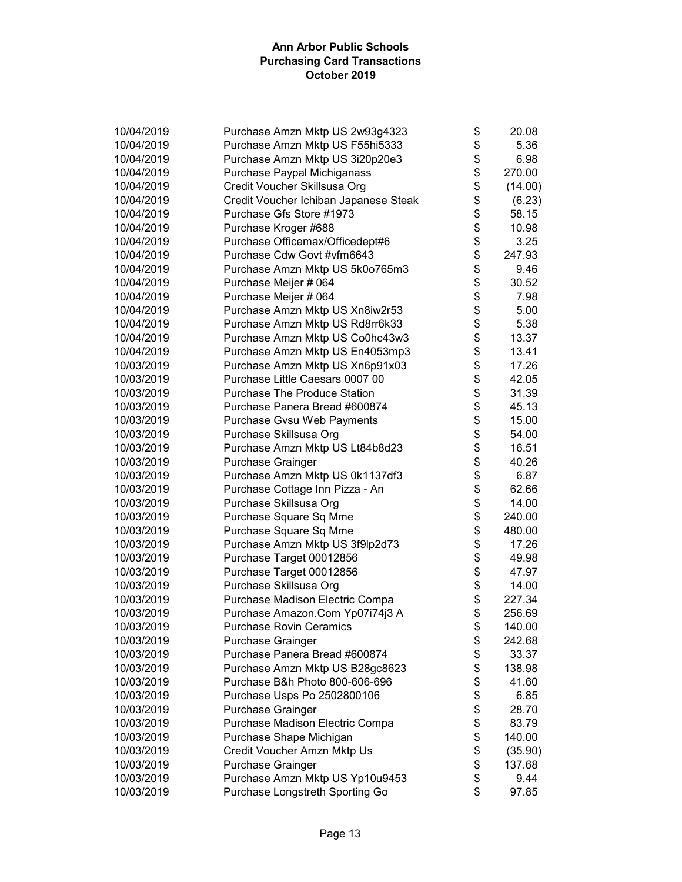**Ann Arbor Public Schools**
**Purchasing Card Transactions**
**October 2019**

| | | | |
|---|---|---|---|
| 10/04/2019 | Purchase Amzn Mktp US 2w93g4323 | $ | 20.08 |
| 10/04/2019 | Purchase Amzn Mktp US F55hi5333 | $ | 5.36 |
| 10/04/2019 | Purchase Amzn Mktp US 3i20p20e3 | $ | 6.98 |
| 10/04/2019 | Purchase Paypal Michiganass | $ | 270.00 |
| 10/04/2019 | Credit Voucher Skillsusa Org | $ | (14.00) |
| 10/04/2019 | Credit Voucher Ichiban Japanese Steak | $ | (6.23) |
| 10/04/2019 | Purchase Gfs Store #1973 | $ | 58.15 |
| 10/04/2019 | Purchase Kroger #688 | $ | 10.98 |
| 10/04/2019 | Purchase Officemax/Officedept#6 | $ | 3.25 |
| 10/04/2019 | Purchase Cdw Govt #vfm6643 | $ | 247.93 |
| 10/04/2019 | Purchase Amzn Mktp US 5k0o765m3 | $ | 9.46 |
| 10/04/2019 | Purchase Meijer # 064 | $ | 30.52 |
| 10/04/2019 | Purchase Meijer # 064 | $ | 7.98 |
| 10/04/2019 | Purchase Amzn Mktp US Xn8iw2r53 | $ | 5.00 |
| 10/04/2019 | Purchase Amzn Mktp US Rd8rr6k33 | $ | 5.38 |
| 10/04/2019 | Purchase Amzn Mktp US Co0hc43w3 | $ | 13.37 |
| 10/04/2019 | Purchase Amzn Mktp US En4053mp3 | $ | 13.41 |
| 10/03/2019 | Purchase Amzn Mktp US Xn6p91x03 | $ | 17.26 |
| 10/03/2019 | Purchase Little Caesars 0007 00 | $ | 42.05 |
| 10/03/2019 | Purchase The Produce Station | $ | 31.39 |
| 10/03/2019 | Purchase Panera Bread #600874 | $ | 45.13 |
| 10/03/2019 | Purchase Gvsu Web Payments | $ | 15.00 |
| 10/03/2019 | Purchase Skillsusa Org | $ | 54.00 |
| 10/03/2019 | Purchase Amzn Mktp US Lt84b8d23 | $ | 16.51 |
| 10/03/2019 | Purchase Grainger | $ | 40.26 |
| 10/03/2019 | Purchase Amzn Mktp US 0k1137df3 | $ | 6.87 |
| 10/03/2019 | Purchase Cottage Inn Pizza - An | $ | 62.66 |
| 10/03/2019 | Purchase Skillsusa Org | $ | 14.00 |
| 10/03/2019 | Purchase Square Sq Mme | $ | 240.00 |
| 10/03/2019 | Purchase Square Sq Mme | $ | 480.00 |
| 10/03/2019 | Purchase Amzn Mktp US 3f9lp2d73 | $ | 17.26 |
| 10/03/2019 | Purchase Target 00012856 | $ | 49.98 |
| 10/03/2019 | Purchase Target 00012856 | $ | 47.97 |
| 10/03/2019 | Purchase Skillsusa Org | $ | 14.00 |
| 10/03/2019 | Purchase Madison Electric Compa | $ | 227.34 |
| 10/03/2019 | Purchase Amazon.Com Yp07i74j3 A | $ | 256.69 |
| 10/03/2019 | Purchase Rovin Ceramics | $ | 140.00 |
| 10/03/2019 | Purchase Grainger | $ | 242.68 |
| 10/03/2019 | Purchase Panera Bread #600874 | $ | 33.37 |
| 10/03/2019 | Purchase Amzn Mktp US B28gc8623 | $ | 138.98 |
| 10/03/2019 | Purchase B&h Photo 800-606-696 | $ | 41.60 |
| 10/03/2019 | Purchase Usps Po 2502800106 | $ | 6.85 |
| 10/03/2019 | Purchase Grainger | $ | 28.70 |
| 10/03/2019 | Purchase Madison Electric Compa | $ | 83.79 |
| 10/03/2019 | Purchase Shape Michigan | $ | 140.00 |
| 10/03/2019 | Credit Voucher Amzn Mktp Us | $ | (35.90) |
| 10/03/2019 | Purchase Grainger | $ | 137.68 |
| 10/03/2019 | Purchase Amzn Mktp US Yp10u9453 | $ | 9.44 |
| 10/03/2019 | Purchase Longstreth Sporting Go | $ | 97.85 |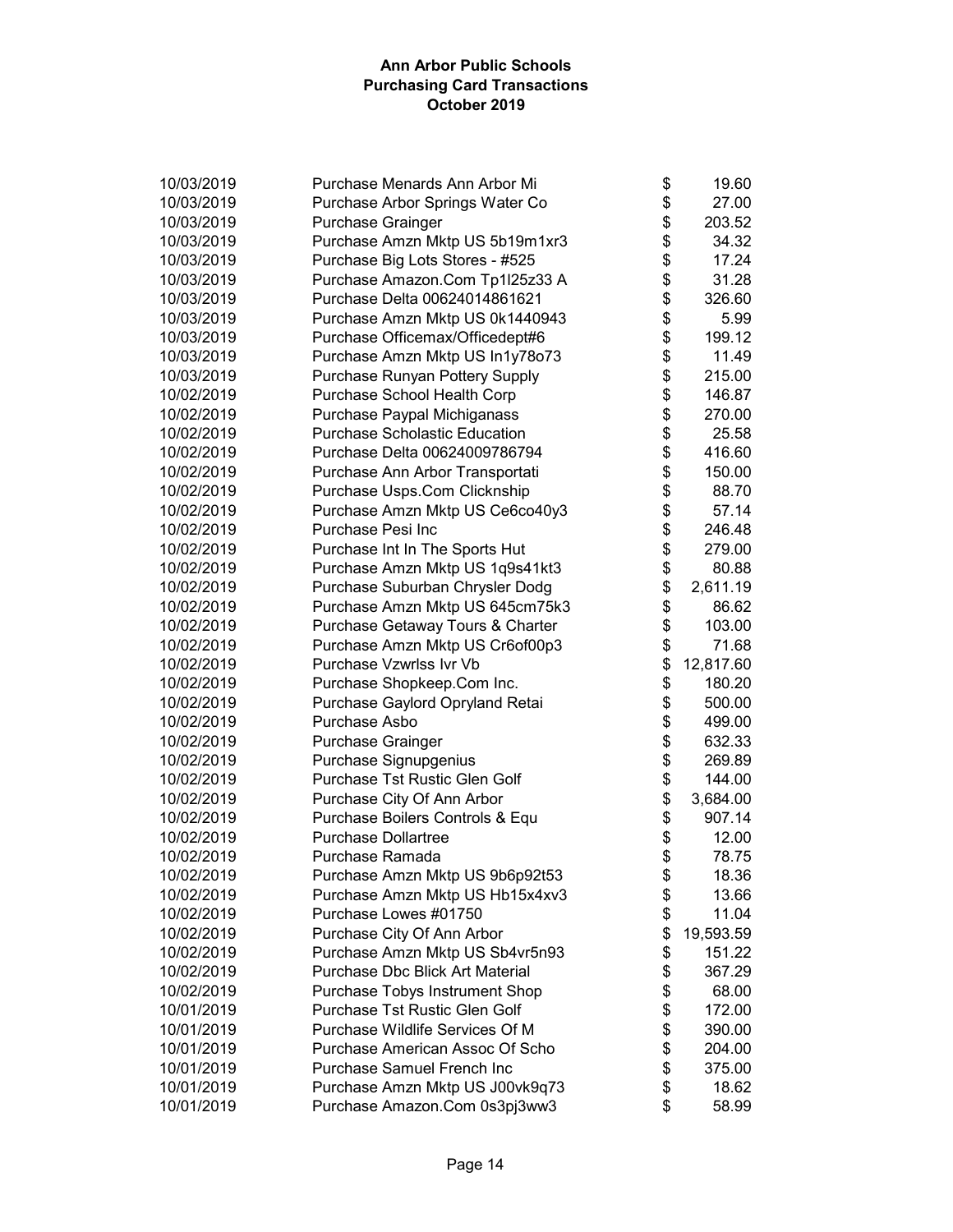**Ann Arbor Public Schools**
**Purchasing Card Transactions**
**October 2019**

| | | | |
|---|---|---|---|
| 10/03/2019 | Purchase Menards Ann Arbor Mi | $ | 19.60 |
| 10/03/2019 | Purchase Arbor Springs Water Co | $ | 27.00 |
| 10/03/2019 | Purchase Grainger | $ | 203.52 |
| 10/03/2019 | Purchase Amzn Mktp US 5b19m1xr3 | $ | 34.32 |
| 10/03/2019 | Purchase Big Lots Stores - #525 | $ | 17.24 |
| 10/03/2019 | Purchase Amazon.Com Tp1l25z33 A | $ | 31.28 |
| 10/03/2019 | Purchase Delta 00624014861621 | $ | 326.60 |
| 10/03/2019 | Purchase Amzn Mktp US 0k1440943 | $ | 5.99 |
| 10/03/2019 | Purchase Officemax/Officedept#6 | $ | 199.12 |
| 10/03/2019 | Purchase Amzn Mktp US In1y78o73 | $ | 11.49 |
| 10/03/2019 | Purchase Runyan Pottery Supply | $ | 215.00 |
| 10/02/2019 | Purchase School Health Corp | $ | 146.87 |
| 10/02/2019 | Purchase Paypal Michiganass | $ | 270.00 |
| 10/02/2019 | Purchase Scholastic Education | $ | 25.58 |
| 10/02/2019 | Purchase Delta 00624009786794 | $ | 416.60 |
| 10/02/2019 | Purchase Ann Arbor Transportati | $ | 150.00 |
| 10/02/2019 | Purchase Usps.Com Clicknship | $ | 88.70 |
| 10/02/2019 | Purchase Amzn Mktp US Ce6co40y3 | $ | 57.14 |
| 10/02/2019 | Purchase Pesi Inc | $ | 246.48 |
| 10/02/2019 | Purchase Int In The Sports Hut | $ | 279.00 |
| 10/02/2019 | Purchase Amzn Mktp US 1q9s41kt3 | $ | 80.88 |
| 10/02/2019 | Purchase Suburban Chrysler Dodg | $ | 2,611.19 |
| 10/02/2019 | Purchase Amzn Mktp US 645cm75k3 | $ | 86.62 |
| 10/02/2019 | Purchase Getaway Tours & Charter | $ | 103.00 |
| 10/02/2019 | Purchase Amzn Mktp US Cr6of00p3 | $ | 71.68 |
| 10/02/2019 | Purchase Vzwrlss Ivr Vb | $ | 12,817.60 |
| 10/02/2019 | Purchase Shopkeep.Com Inc. | $ | 180.20 |
| 10/02/2019 | Purchase Gaylord Opryland Retai | $ | 500.00 |
| 10/02/2019 | Purchase Asbo | $ | 499.00 |
| 10/02/2019 | Purchase Grainger | $ | 632.33 |
| 10/02/2019 | Purchase Signupgenius | $ | 269.89 |
| 10/02/2019 | Purchase Tst Rustic Glen Golf | $ | 144.00 |
| 10/02/2019 | Purchase City Of Ann Arbor | $ | 3,684.00 |
| 10/02/2019 | Purchase Boilers Controls & Equ | $ | 907.14 |
| 10/02/2019 | Purchase Dollartree | $ | 12.00 |
| 10/02/2019 | Purchase Ramada | $ | 78.75 |
| 10/02/2019 | Purchase Amzn Mktp US 9b6p92t53 | $ | 18.36 |
| 10/02/2019 | Purchase Amzn Mktp US Hb15x4xv3 | $ | 13.66 |
| 10/02/2019 | Purchase Lowes #01750 | $ | 11.04 |
| 10/02/2019 | Purchase City Of Ann Arbor | $ | 19,593.59 |
| 10/02/2019 | Purchase Amzn Mktp US Sb4vr5n93 | $ | 151.22 |
| 10/02/2019 | Purchase Dbc Blick Art Material | $ | 367.29 |
| 10/02/2019 | Purchase Tobys Instrument Shop | $ | 68.00 |
| 10/01/2019 | Purchase Tst Rustic Glen Golf | $ | 172.00 |
| 10/01/2019 | Purchase Wildlife Services Of M | $ | 390.00 |
| 10/01/2019 | Purchase American Assoc Of Scho | $ | 204.00 |
| 10/01/2019 | Purchase Samuel French Inc | $ | 375.00 |
| 10/01/2019 | Purchase Amzn Mktp US J00vk9q73 | $ | 18.62 |
| 10/01/2019 | Purchase Amazon.Com 0s3pj3ww3 | $ | 58.99 |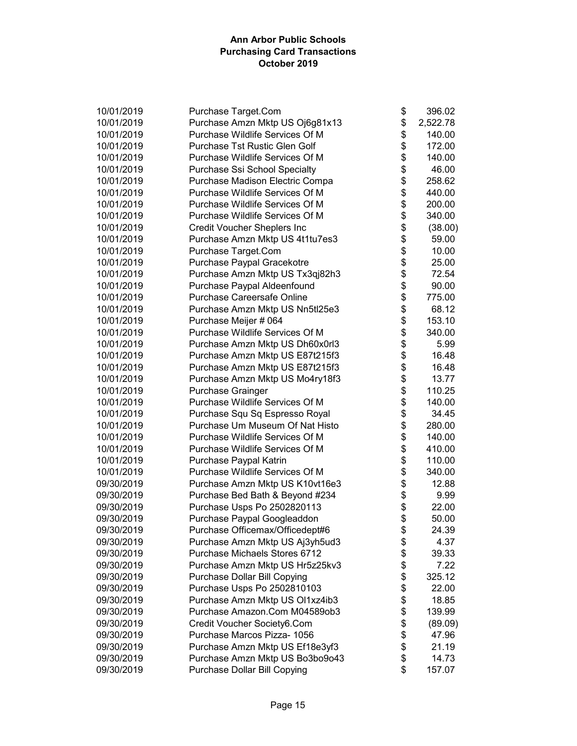**Ann Arbor Public Schools**
**Purchasing Card Transactions**
**October 2019**

| | | | |
|---|---|---|---|
| 10/01/2019 | Purchase Target.Com | $ | 396.02 |
| 10/01/2019 | Purchase Amzn Mktp US Oj6g81x13 | $ | 2,522.78 |
| 10/01/2019 | Purchase Wildlife Services Of M | $ | 140.00 |
| 10/01/2019 | Purchase Tst Rustic Glen Golf | $ | 172.00 |
| 10/01/2019 | Purchase Wildlife Services Of M | $ | 140.00 |
| 10/01/2019 | Purchase Ssi School Specialty | $ | 46.00 |
| 10/01/2019 | Purchase Madison Electric Compa | $ | 258.62 |
| 10/01/2019 | Purchase Wildlife Services Of M | $ | 440.00 |
| 10/01/2019 | Purchase Wildlife Services Of M | $ | 200.00 |
| 10/01/2019 | Purchase Wildlife Services Of M | $ | 340.00 |
| 10/01/2019 | Credit Voucher Sheplers Inc | $ | (38.00) |
| 10/01/2019 | Purchase Amzn Mktp US 4t1tu7es3 | $ | 59.00 |
| 10/01/2019 | Purchase Target.Com | $ | 10.00 |
| 10/01/2019 | Purchase Paypal Gracekotre | $ | 25.00 |
| 10/01/2019 | Purchase Amzn Mktp US Tx3qj82h3 | $ | 72.54 |
| 10/01/2019 | Purchase Paypal Aldeenfound | $ | 90.00 |
| 10/01/2019 | Purchase Careersafe Online | $ | 775.00 |
| 10/01/2019 | Purchase Amzn Mktp US Nn5tl25e3 | $ | 68.12 |
| 10/01/2019 | Purchase Meijer # 064 | $ | 153.10 |
| 10/01/2019 | Purchase Wildlife Services Of M | $ | 340.00 |
| 10/01/2019 | Purchase Amzn Mktp US Dh60x0rl3 | $ | 5.99 |
| 10/01/2019 | Purchase Amzn Mktp US E87t215f3 | $ | 16.48 |
| 10/01/2019 | Purchase Amzn Mktp US E87t215f3 | $ | 16.48 |
| 10/01/2019 | Purchase Amzn Mktp US Mo4ry18f3 | $ | 13.77 |
| 10/01/2019 | Purchase Grainger | $ | 110.25 |
| 10/01/2019 | Purchase Wildlife Services Of M | $ | 140.00 |
| 10/01/2019 | Purchase Squ Sq Espresso Royal | $ | 34.45 |
| 10/01/2019 | Purchase Um Museum Of Nat Histo | $ | 280.00 |
| 10/01/2019 | Purchase Wildlife Services Of M | $ | 140.00 |
| 10/01/2019 | Purchase Wildlife Services Of M | $ | 410.00 |
| 10/01/2019 | Purchase Paypal Katrin | $ | 110.00 |
| 10/01/2019 | Purchase Wildlife Services Of M | $ | 340.00 |
| 09/30/2019 | Purchase Amzn Mktp US K10vt16e3 | $ | 12.88 |
| 09/30/2019 | Purchase Bed Bath & Beyond #234 | $ | 9.99 |
| 09/30/2019 | Purchase Usps Po 2502820113 | $ | 22.00 |
| 09/30/2019 | Purchase Paypal Googleaddon | $ | 50.00 |
| 09/30/2019 | Purchase Officemax/Officedept#6 | $ | 24.39 |
| 09/30/2019 | Purchase Amzn Mktp US Aj3yh5ud3 | $ | 4.37 |
| 09/30/2019 | Purchase Michaels Stores 6712 | $ | 39.33 |
| 09/30/2019 | Purchase Amzn Mktp US Hr5z25kv3 | $ | 7.22 |
| 09/30/2019 | Purchase Dollar Bill Copying | $ | 325.12 |
| 09/30/2019 | Purchase Usps Po 2502810103 | $ | 22.00 |
| 09/30/2019 | Purchase Amzn Mktp US Ol1xz4ib3 | $ | 18.85 |
| 09/30/2019 | Purchase Amazon.Com M04589ob3 | $ | 139.99 |
| 09/30/2019 | Credit Voucher Society6.Com | $ | (89.09) |
| 09/30/2019 | Purchase Marcos Pizza- 1056 | $ | 47.96 |
| 09/30/2019 | Purchase Amzn Mktp US Ef18e3yf3 | $ | 21.19 |
| 09/30/2019 | Purchase Amzn Mktp US Bo3bo9o43 | $ | 14.73 |
| 09/30/2019 | Purchase Dollar Bill Copying | $ | 157.07 |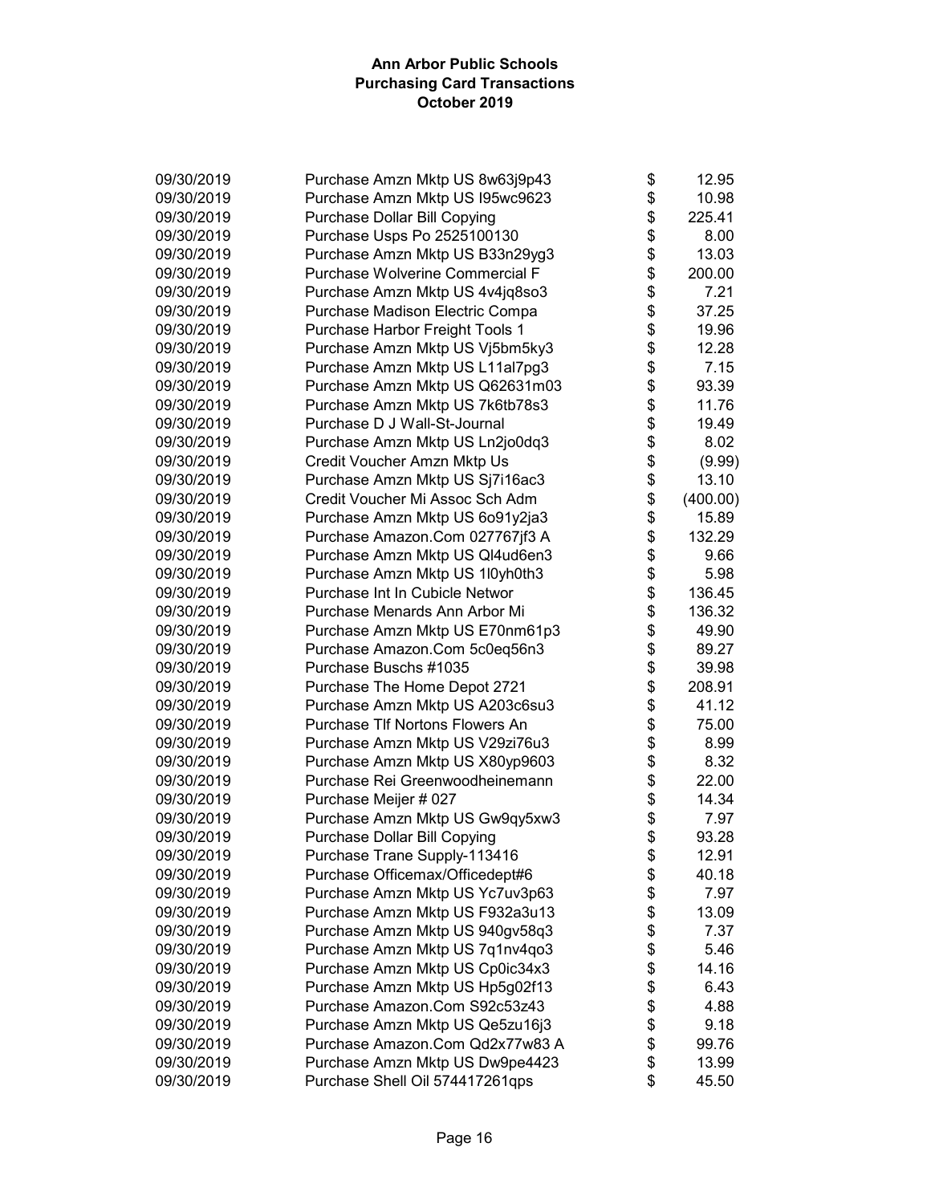**Ann Arbor Public Schools**
**Purchasing Card Transactions**
**October 2019**

| | | | |
|---|---|---|---|
| 09/30/2019 | Purchase Amzn Mktp US 8w63j9p43 | $ | 12.95 |
| 09/30/2019 | Purchase Amzn Mktp US I95wc9623 | $ | 10.98 |
| 09/30/2019 | Purchase Dollar Bill Copying | $ | 225.41 |
| 09/30/2019 | Purchase Usps Po 2525100130 | $ | 8.00 |
| 09/30/2019 | Purchase Amzn Mktp US B33n29yg3 | $ | 13.03 |
| 09/30/2019 | Purchase Wolverine Commercial F | $ | 200.00 |
| 09/30/2019 | Purchase Amzn Mktp US 4v4jq8so3 | $ | 7.21 |
| 09/30/2019 | Purchase Madison Electric Compa | $ | 37.25 |
| 09/30/2019 | Purchase Harbor Freight Tools 1 | $ | 19.96 |
| 09/30/2019 | Purchase Amzn Mktp US Vj5bm5ky3 | $ | 12.28 |
| 09/30/2019 | Purchase Amzn Mktp US L11al7pg3 | $ | 7.15 |
| 09/30/2019 | Purchase Amzn Mktp US Q62631m03 | $ | 93.39 |
| 09/30/2019 | Purchase Amzn Mktp US 7k6tb78s3 | $ | 11.76 |
| 09/30/2019 | Purchase D J Wall-St-Journal | $ | 19.49 |
| 09/30/2019 | Purchase Amzn Mktp US Ln2jo0dq3 | $ | 8.02 |
| 09/30/2019 | Credit Voucher Amzn Mktp Us | $ | (9.99) |
| 09/30/2019 | Purchase Amzn Mktp US Sj7i16ac3 | $ | 13.10 |
| 09/30/2019 | Credit Voucher Mi Assoc Sch Adm | $ | (400.00) |
| 09/30/2019 | Purchase Amzn Mktp US 6o91y2ja3 | $ | 15.89 |
| 09/30/2019 | Purchase Amazon.Com 027767jf3 A | $ | 132.29 |
| 09/30/2019 | Purchase Amzn Mktp US Ql4ud6en3 | $ | 9.66 |
| 09/30/2019 | Purchase Amzn Mktp US 1l0yh0th3 | $ | 5.98 |
| 09/30/2019 | Purchase Int In Cubicle Networ | $ | 136.45 |
| 09/30/2019 | Purchase Menards Ann Arbor Mi | $ | 136.32 |
| 09/30/2019 | Purchase Amzn Mktp US E70nm61p3 | $ | 49.90 |
| 09/30/2019 | Purchase Amazon.Com 5c0eq56n3 | $ | 89.27 |
| 09/30/2019 | Purchase Buschs #1035 | $ | 39.98 |
| 09/30/2019 | Purchase The Home Depot 2721 | $ | 208.91 |
| 09/30/2019 | Purchase Amzn Mktp US A203c6su3 | $ | 41.12 |
| 09/30/2019 | Purchase Tlf Nortons Flowers An | $ | 75.00 |
| 09/30/2019 | Purchase Amzn Mktp US V29zi76u3 | $ | 8.99 |
| 09/30/2019 | Purchase Amzn Mktp US X80yp9603 | $ | 8.32 |
| 09/30/2019 | Purchase Rei Greenwoodheinemann | $ | 22.00 |
| 09/30/2019 | Purchase Meijer # 027 | $ | 14.34 |
| 09/30/2019 | Purchase Amzn Mktp US Gw9qy5xw3 | $ | 7.97 |
| 09/30/2019 | Purchase Dollar Bill Copying | $ | 93.28 |
| 09/30/2019 | Purchase Trane Supply-113416 | $ | 12.91 |
| 09/30/2019 | Purchase Officemax/Officedept#6 | $ | 40.18 |
| 09/30/2019 | Purchase Amzn Mktp US Yc7uv3p63 | $ | 7.97 |
| 09/30/2019 | Purchase Amzn Mktp US F932a3u13 | $ | 13.09 |
| 09/30/2019 | Purchase Amzn Mktp US 940gv58q3 | $ | 7.37 |
| 09/30/2019 | Purchase Amzn Mktp US 7q1nv4qo3 | $ | 5.46 |
| 09/30/2019 | Purchase Amzn Mktp US Cp0ic34x3 | $ | 14.16 |
| 09/30/2019 | Purchase Amzn Mktp US Hp5g02f13 | $ | 6.43 |
| 09/30/2019 | Purchase Amazon.Com S92c53z43 | $ | 4.88 |
| 09/30/2019 | Purchase Amzn Mktp US Qe5zu16j3 | $ | 9.18 |
| 09/30/2019 | Purchase Amazon.Com Qd2x77w83 A | $ | 99.76 |
| 09/30/2019 | Purchase Amzn Mktp US Dw9pe4423 | $ | 13.99 |
| 09/30/2019 | Purchase Shell Oil 574417261qps | $ | 45.50 |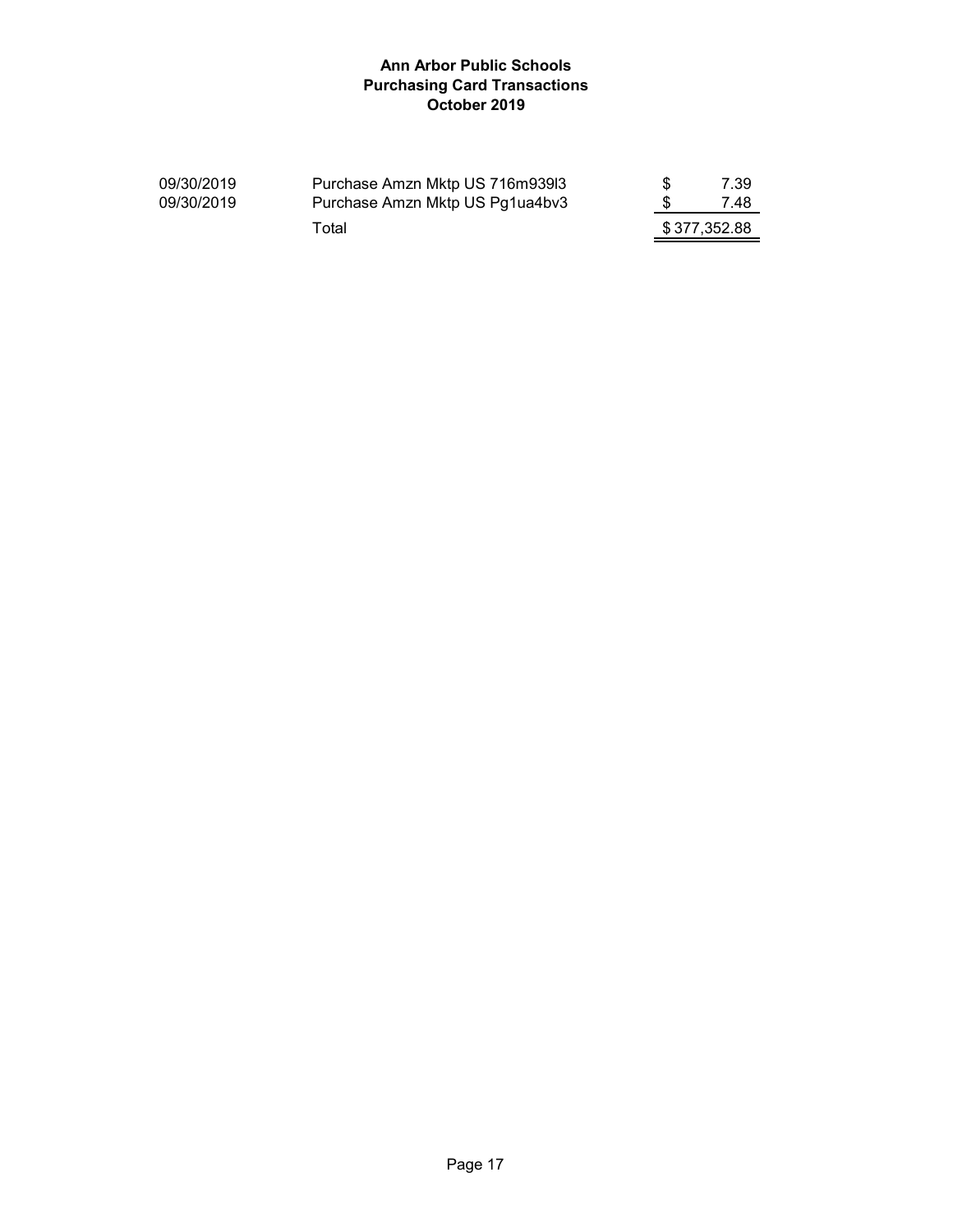**Ann Arbor Public Schools**
**Purchasing Card Transactions**
**October 2019**

| | | |
|---|---|---|
| 09/30/2019 | Purchase Amzn Mktp US 716m939l3 | $ 7.39 |
| 09/30/2019 | Purchase Amzn Mktp US Pg1ua4bv3 | $ 7.48 |
| | Total | $ 377,352.88 |